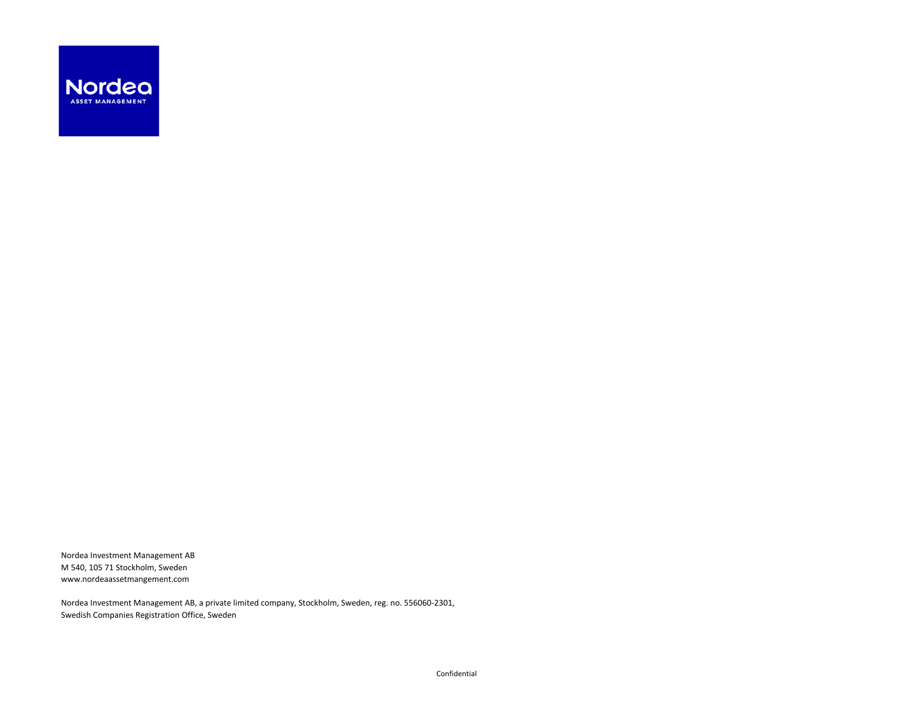Nordea
ASSET MANAGEMENT

Nordea Investment Management AB
M 540, 105 71 Stockholm, Sweden
www.nordeaassetmangement.com

Nordea Investment Management AB, a private limited company, Stockholm, Sweden, reg. no. 556060-2301,
Swedish Companies Registration Office, Sweden

Confidential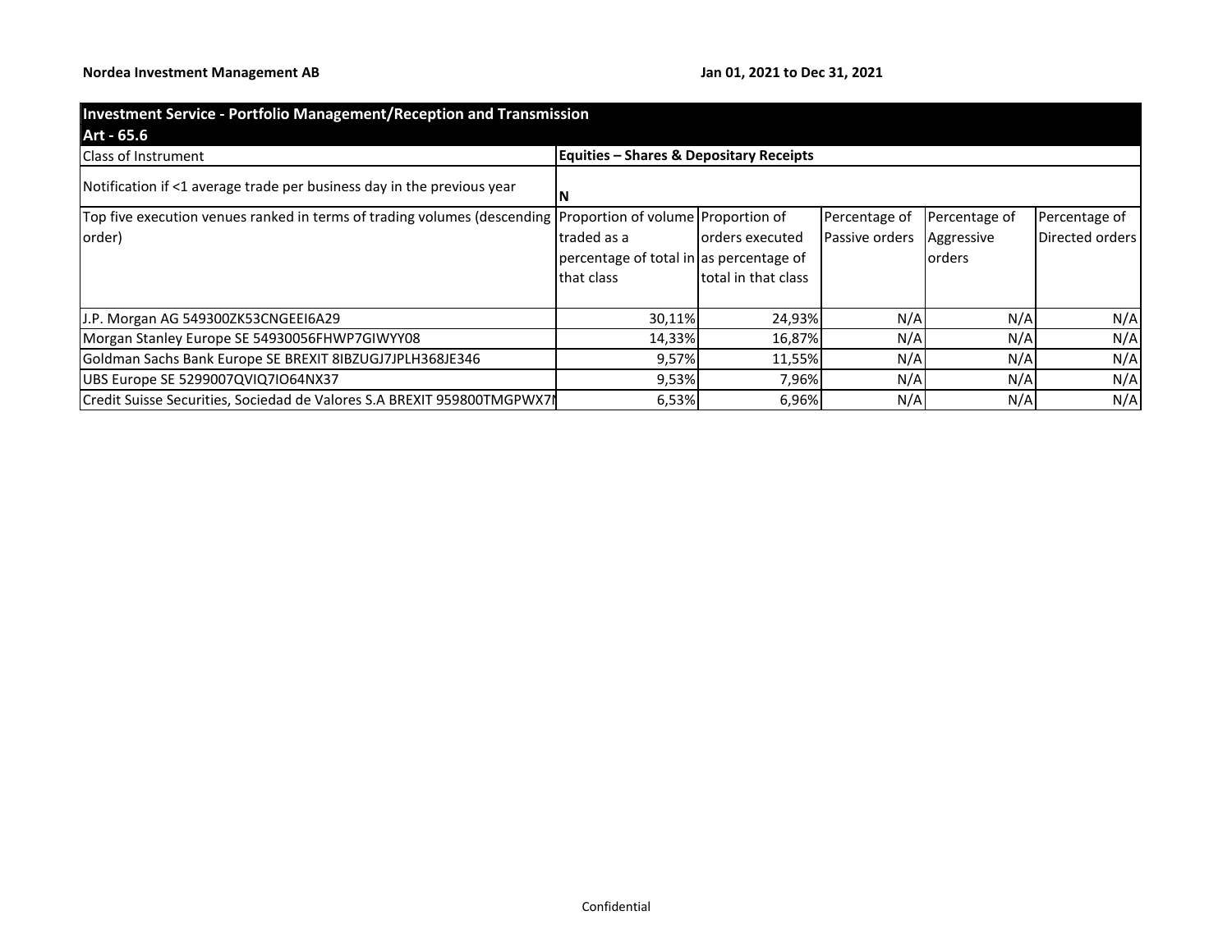**Nordea Investment Management AB** **Jan 01, 2021 to Dec 31, 2021**

| **Investment Service - Portfolio Management/Reception and Transmission Art - 65.6** | | | | | |
|---|---|---|---|---|---|
| Class of Instrument | **Equities – Shares & Depositary Receipts** | | | | |
| Notification if <1 average trade per business day in the previous year | **N** | | | | |
| Top five execution venues ranked in terms of trading volumes (descending order) | Proportion of volume traded as a percentage of total in that class | Proportion of orders executed as percentage of total in that class | Percentage of Passive orders | Percentage of Aggressive orders | Percentage of Directed orders |
| J.P. Morgan AG 549300ZK53CNGEEI6A29 | 30,11% | 24,93% | N/A | N/A | N/A |
| Morgan Stanley Europe SE 54930056FHWP7GIWYY08 | 14,33% | 16,87% | N/A | N/A | N/A |
| Goldman Sachs Bank Europe SE BREXIT 8IBZUGJ7JPLH368JE346 | 9,57% | 11,55% | N/A | N/A | N/A |
| UBS Europe SE 5299007QVIQ7IO64NX37 | 9,53% | 7,96% | N/A | N/A | N/A |
| Credit Suisse Securities, Sociedad de Valores S.A BREXIT 959800TMGPWX7N | 6,53% | 6,96% | N/A | N/A | N/A |

Confidential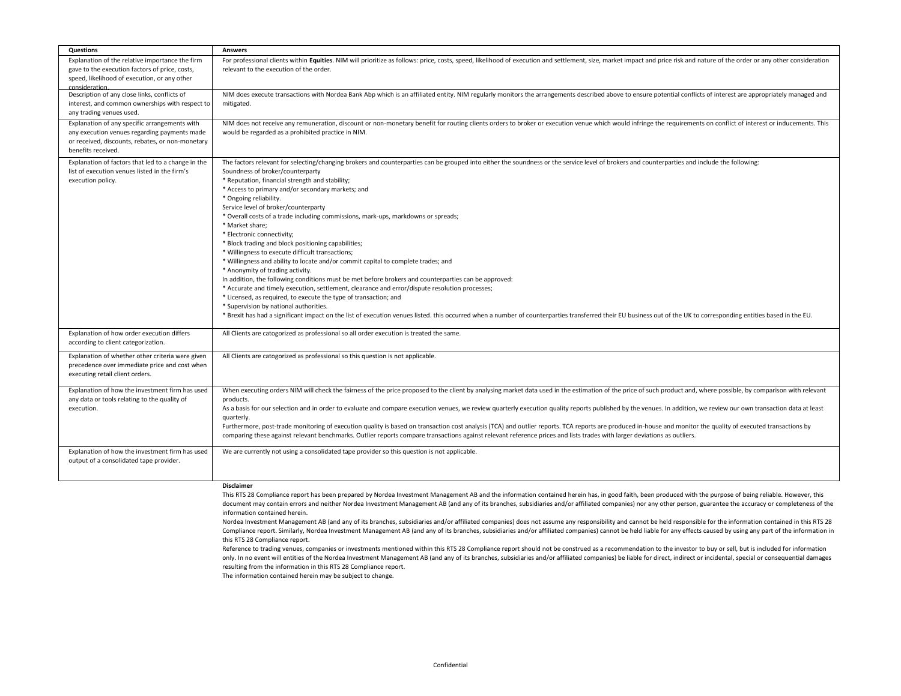| Questions | Answers |
|---|---|
| Explanation of the relative importance the firm gave to the execution factors of price, costs, speed, likelihood of execution, or any other consideration. | For professional clients within **Equities**. NIM will prioritize as follows: price, costs, speed, likelihood of execution and settlement, size, market impact and price risk and nature of the order or any other consideration relevant to the execution of the order. |
| Description of any close links, conflicts of interest, and common ownerships with respect to any trading venues used. | NIM does execute transactions with Nordea Bank Abp which is an affiliated entity. NIM regularly monitors the arrangements described above to ensure potential conflicts of interest are appropriately managed and mitigated. |
| Explanation of any specific arrangements with any execution venues regarding payments made or received, discounts, rebates, or non-monetary benefits received. | NIM does not receive any remuneration, discount or non-monetary benefit for routing clients orders to broker or execution venue which would infringe the requirements on conflict of interest or inducements. This would be regarded as a prohibited practice in NIM. |
| Explanation of factors that led to a change in the list of execution venues listed in the firm's execution policy. | The factors relevant for selecting/changing brokers and counterparties can be grouped into either the soundness or the service level of brokers and counterparties and include the following:<br>Soundness of broker/counterparty<br>* Reputation, financial strength and stability;<br>* Access to primary and/or secondary markets; and<br>* Ongoing reliability.<br>Service level of broker/counterparty<br>* Overall costs of a trade including commissions, mark-ups, markdowns or spreads;<br>* Market share;<br>* Electronic connectivity;<br>* Block trading and block positioning capabilities;<br>* Willingness to execute difficult transactions;<br>* Willingness and ability to locate and/or commit capital to complete trades; and<br>* Anonymity of trading activity.<br>In addition, the following conditions must be met before brokers and counterparties can be approved:<br>* Accurate and timely execution, settlement, clearance and error/dispute resolution processes;<br>* Licensed, as required, to execute the type of transaction; and<br>* Supervision by national authorities.<br>* Brexit has had a significant impact on the list of execution venues listed. this occurred when a number of counterparties transferred their EU business out of the UK to corresponding entities based in the EU. |
| Explanation of how order execution differs according to client categorization. | All Clients are catogorized as professional so all order execution is treated the same. |
| Explanation of whether other criteria were given precedence over immediate price and cost when executing retail client orders. | All Clients are catogorized as professional so this question is not applicable. |
| Explanation of how the investment firm has used any data or tools relating to the quality of execution. | When executing orders NIM will check the fairness of the price proposed to the client by analysing market data used in the estimation of the price of such product and, where possible, by comparison with relevant products.<br>As a basis for our selection and in order to evaluate and compare execution venues, we review quarterly execution quality reports published by the venues. In addition, we review our own transaction data at least quarterly.<br>Furthermore, post-trade monitoring of execution quality is based on transaction cost analysis (TCA) and outlier reports. TCA reports are produced in-house and monitor the quality of executed transactions by comparing these against relevant benchmarks. Outlier reports compare transactions against relevant reference prices and lists trades with larger deviations as outliers. |
| Explanation of how the investment firm has used output of a consolidated tape provider. | We are currently not using a consolidated tape provider so this question is not applicable. |

**Disclaimer**

This RTS 28 Compliance report has been prepared by Nordea Investment Management AB and the information contained herein has, in good faith, been produced with the purpose of being reliable. However, this document may contain errors and neither Nordea Investment Management AB (and any of its branches, subsidiaries and/or affiliated companies) nor any other person, guarantee the accuracy or completeness of the information contained herein.

Nordea Investment Management AB (and any of its branches, subsidiaries and/or affiliated companies) does not assume any responsibility and cannot be held responsible for the information contained in this RTS 28 Compliance report. Similarly, Nordea Investment Management AB (and any of its branches, subsidiaries and/or affiliated companies) cannot be held liable for any effects caused by using any part of the information in this RTS 28 Compliance report.

Reference to trading venues, companies or investments mentioned within this RTS 28 Compliance report should not be construed as a recommendation to the investor to buy or sell, but is included for information only. In no event will entities of the Nordea Investment Management AB (and any of its branches, subsidiaries and/or affiliated companies) be liable for direct, indirect or incidental, special or consequential damages resulting from the information in this RTS 28 Compliance report.

The information contained herein may be subject to change.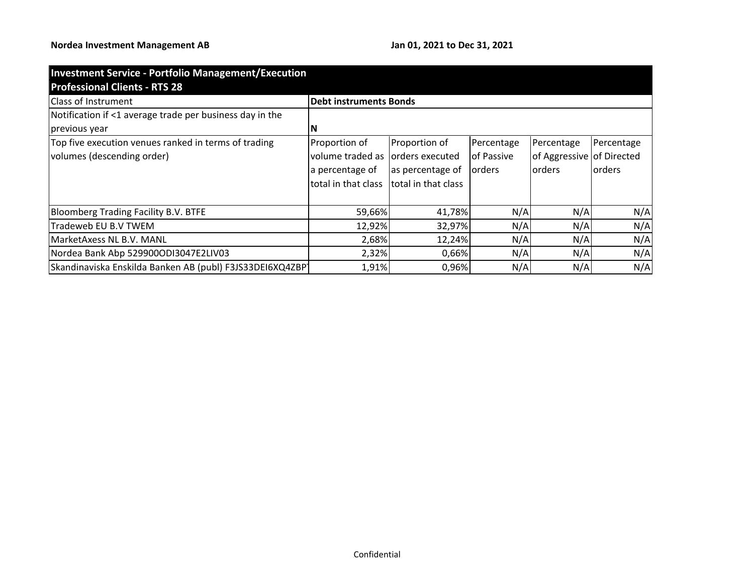**Nordea Investment Management AB** **Jan 01, 2021 to Dec 31, 2021**

| Investment Service - Portfolio Management/Execution<br>Professional Clients - RTS 28 | | | | | |
|---|---|---|---|---|---|
| Class of Instrument | **Debt instruments Bonds** | | | | |
| Notification if <1 average trade per business day in the previous year | **N** | | | | |
| Top five execution venues ranked in terms of trading volumes (descending order) | Proportion of volume traded as a percentage of total in that class | Proportion of orders executed as percentage of total in that class | Percentage of Passive orders | Percentage of Aggressive orders | Percentage of Directed orders |
| Bloomberg Trading Facility B.V. BTFE | 59,66% | 41,78% | N/A | N/A | N/A |
| Tradeweb EU B.V TWEM | 12,92% | 32,97% | N/A | N/A | N/A |
| MarketAxess NL B.V. MANL | 2,68% | 12,24% | N/A | N/A | N/A |
| Nordea Bank Abp 529900ODI3047E2LIV03 | 2,32% | 0,66% | N/A | N/A | N/A |
| Skandinaviska Enskilda Banken AB (publ) F3JS33DEI6XQ4ZBP | 1,91% | 0,96% | N/A | N/A | N/A |

Confidential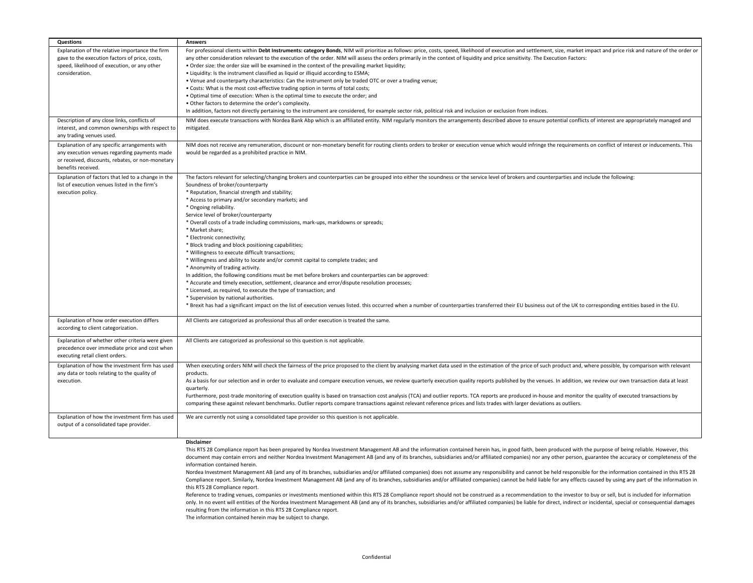| Questions | Answers |
|---|---|
| Explanation of the relative importance the firm gave to the execution factors of price, costs, speed, likelihood of execution, or any other consideration. | For professional clients within **Debt Instruments: category Bonds**, NIM will prioritize as follows: price, costs, speed, likelihood of execution and settlement, size, market impact and price risk and nature of the order or any other consideration relevant to the execution of the order. NIM will assess the orders primarily in the context of liquidity and price sensitivity. The Execution Factors:<br>• Order size: the order size will be examined in the context of the prevailing market liquidity;<br>• Liquidity: Is the instrument classified as liquid or illiquid according to ESMA;<br>• Venue and counterparty characteristics: Can the instrument only be traded OTC or over a trading venue;<br>• Costs: What is the most cost-effective trading option in terms of total costs;<br>• Optimal time of execution: When is the optimal time to execute the order; and<br>• Other factors to determine the order's complexity.<br>In addition, factors not directly pertaining to the instrument are considered, for example sector risk, political risk and inclusion or exclusion from indices. |
| Description of any close links, conflicts of interest, and common ownerships with respect to any trading venues used. | NIM does execute transactions with Nordea Bank Abp which is an affiliated entity. NIM regularly monitors the arrangements described above to ensure potential conflicts of interest are appropriately managed and mitigated. |
| Explanation of any specific arrangements with any execution venues regarding payments made or received, discounts, rebates, or non-monetary benefits received. | NIM does not receive any remuneration, discount or non-monetary benefit for routing clients orders to broker or execution venue which would infringe the requirements on conflict of interest or inducements. This would be regarded as a prohibited practice in NIM. |
| Explanation of factors that led to a change in the list of execution venues listed in the firm's execution policy. | The factors relevant for selecting/changing brokers and counterparties can be grouped into either the soundness or the service level of brokers and counterparties and include the following:<br>Soundness of broker/counterparty<br>* Reputation, financial strength and stability;<br>* Access to primary and/or secondary markets; and<br>* Ongoing reliability.<br>Service level of broker/counterparty<br>* Overall costs of a trade including commissions, mark-ups, markdowns or spreads;<br>* Market share;<br>* Electronic connectivity;<br>* Block trading and block positioning capabilities;<br>* Willingness to execute difficult transactions;<br>* Willingness and ability to locate and/or commit capital to complete trades; and<br>* Anonymity of trading activity.<br>In addition, the following conditions must be met before brokers and counterparties can be approved:<br>* Accurate and timely execution, settlement, clearance and error/dispute resolution processes;<br>* Licensed, as required, to execute the type of transaction; and<br>* Supervision by national authorities.<br>* Brexit has had a significant impact on the list of execution venues listed. this occurred when a number of counterparties transferred their EU business out of the UK to corresponding entities based in the EU. |
| Explanation of how order execution differs according to client categorization. | All Clients are catogorized as professional thus all order execution is treated the same. |
| Explanation of whether other criteria were given precedence over immediate price and cost when executing retail client orders. | All Clients are catogorized as professional so this question is not applicable. |
| Explanation of how the investment firm has used any data or tools relating to the quality of execution. | When executing orders NIM will check the fairness of the price proposed to the client by analysing market data used in the estimation of the price of such product and, where possible, by comparison with relevant products.<br>As a basis for our selection and in order to evaluate and compare execution venues, we review quarterly execution quality reports published by the venues. In addition, we review our own transaction data at least quarterly.<br>Furthermore, post-trade monitoring of execution quality is based on transaction cost analysis (TCA) and outlier reports. TCA reports are produced in-house and monitor the quality of executed transactions by comparing these against relevant benchmarks. Outlier reports compare transactions against relevant reference prices and lists trades with larger deviations as outliers. |
| Explanation of how the investment firm has used output of a consolidated tape provider. | We are currently not using a consolidated tape provider so this question is not applicable. |

**Disclaimer**

This RTS 28 Compliance report has been prepared by Nordea Investment Management AB and the information contained herein has, in good faith, been produced with the purpose of being reliable. However, this document may contain errors and neither Nordea Investment Management AB (and any of its branches, subsidiaries and/or affiliated companies) nor any other person, guarantee the accuracy or completeness of the information contained herein.

Nordea Investment Management AB (and any of its branches, subsidiaries and/or affiliated companies) does not assume any responsibility and cannot be held responsible for the information contained in this RTS 28 Compliance report. Similarly, Nordea Investment Management AB (and any of its branches, subsidiaries and/or affiliated companies) cannot be held liable for any effects caused by using any part of the information in this RTS 28 Compliance report.

Reference to trading venues, companies or investments mentioned within this RTS 28 Compliance report should not be construed as a recommendation to the investor to buy or sell, but is included for information only. In no event will entities of the Nordea Investment Management AB (and any of its branches, subsidiaries and/or affiliated companies) be liable for direct, indirect or incidental, special or consequential damages resulting from the information in this RTS 28 Compliance report.

The information contained herein may be subject to change.

Confidential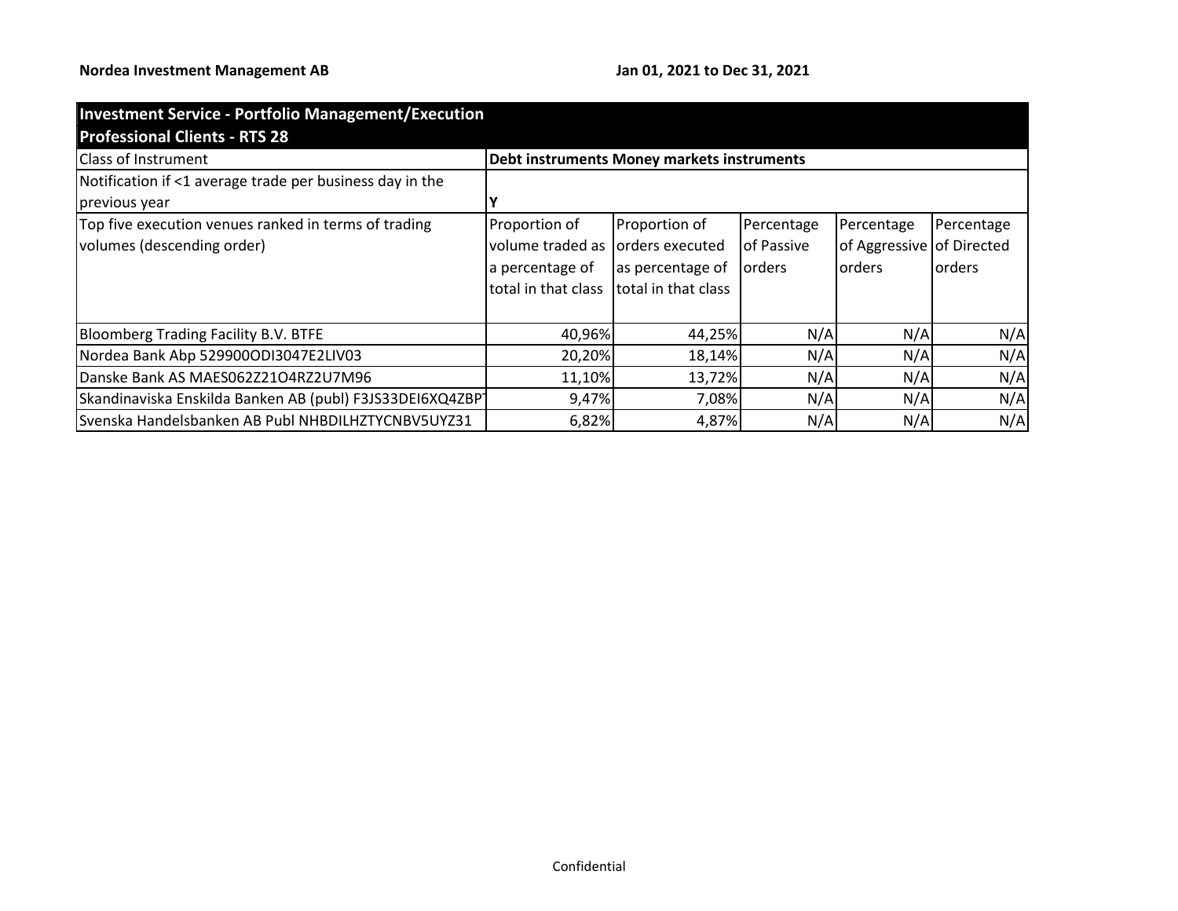**Nordea Investment Management AB** **Jan 01, 2021 to Dec 31, 2021**

| **Investment Service - Portfolio Management/Execution Professional Clients - RTS 28** | | | | | |
|---|---|---|---|---|---|
| Class of Instrument | **Debt instruments Money markets instruments** | | | | |
| Notification if <1 average trade per business day in the previous year | **Y** | | | | |
| Top five execution venues ranked in terms of trading volumes (descending order) | Proportion of volume traded as a percentage of total in that class | Proportion of orders executed as percentage of total in that class | Percentage of Passive orders | Percentage of Aggressive orders | Percentage of Directed orders |
| Bloomberg Trading Facility B.V. BTFE | 40,96% | 44,25% | N/A | N/A | N/A |
| Nordea Bank Abp 529900ODI3047E2LIV03 | 20,20% | 18,14% | N/A | N/A | N/A |
| Danske Bank AS MAES062Z21O4RZ2U7M96 | 11,10% | 13,72% | N/A | N/A | N/A |
| Skandinaviska Enskilda Banken AB (publ) F3JS33DEI6XQ4ZBPT | 9,47% | 7,08% | N/A | N/A | N/A |
| Svenska Handelsbanken AB Publ NHBDILHZTYCNBV5UYZ31 | 6,82% | 4,87% | N/A | N/A | N/A |

Confidential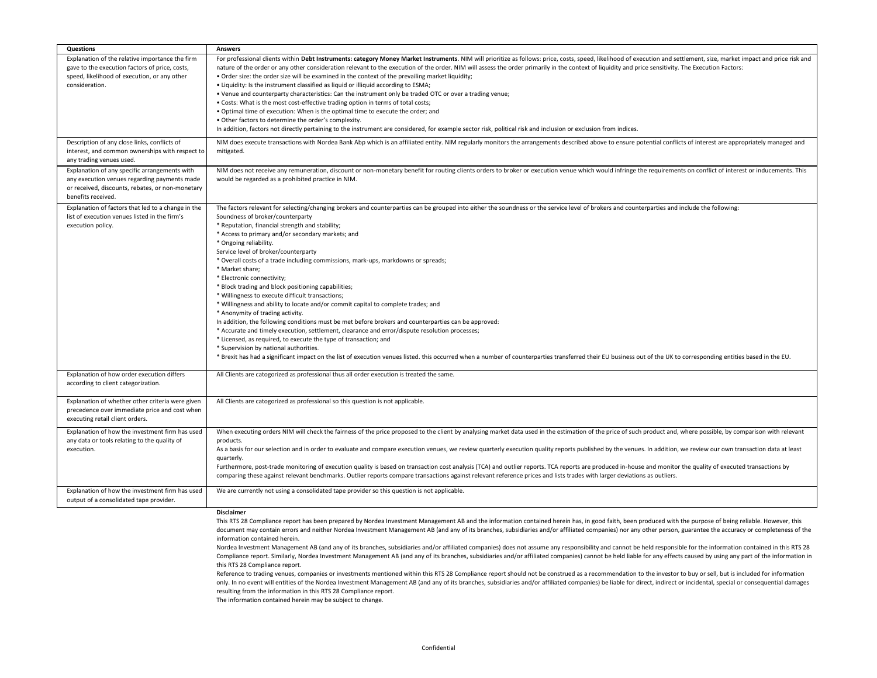| Questions | Answers |
|---|---|
| Explanation of the relative importance the firm gave to the execution factors of price, costs, speed, likelihood of execution, or any other consideration. | For professional clients within **Debt Instruments: category Money Market Instruments**. NIM will prioritize as follows: price, costs, speed, likelihood of execution and settlement, size, market impact and price risk and nature of the order or any other consideration relevant to the execution of the order. NIM will assess the order primarily in the context of liquidity and price sensitivity. The Execution Factors:<br>• Order size: the order size will be examined in the context of the prevailing market liquidity;<br>• Liquidity: Is the instrument classified as liquid or illiquid according to ESMA;<br>• Venue and counterparty characteristics: Can the instrument only be traded OTC or over a trading venue;<br>• Costs: What is the most cost-effective trading option in terms of total costs;<br>• Optimal time of execution: When is the optimal time to execute the order; and<br>• Other factors to determine the order's complexity.<br>In addition, factors not directly pertaining to the instrument are considered, for example sector risk, political risk and inclusion or exclusion from indices. |
| Description of any close links, conflicts of interest, and common ownerships with respect to any trading venues used. | NIM does execute transactions with Nordea Bank Abp which is an affiliated entity. NIM regularly monitors the arrangements described above to ensure potential conflicts of interest are appropriately managed and mitigated. |
| Explanation of any specific arrangements with any execution venues regarding payments made or received, discounts, rebates, or non-monetary benefits received. | NIM does not receive any remuneration, discount or non-monetary benefit for routing clients orders to broker or execution venue which would infringe the requirements on conflict of interest or inducements. This would be regarded as a prohibited practice in NIM. |
| Explanation of factors that led to a change in the list of execution venues listed in the firm's execution policy. | The factors relevant for selecting/changing brokers and counterparties can be grouped into either the soundness or the service level of brokers and counterparties and include the following:<br>Soundness of broker/counterparty<br>* Reputation, financial strength and stability;<br>* Access to primary and/or secondary markets; and<br>* Ongoing reliability.<br>Service level of broker/counterparty<br>* Overall costs of a trade including commissions, mark-ups, markdowns or spreads;<br>* Market share;<br>* Electronic connectivity;<br>* Block trading and block positioning capabilities;<br>* Willingness to execute difficult transactions;<br>* Willingness and ability to locate and/or commit capital to complete trades; and<br>* Anonymity of trading activity.<br>In addition, the following conditions must be met before brokers and counterparties can be approved:<br>* Accurate and timely execution, settlement, clearance and error/dispute resolution processes;<br>* Licensed, as required, to execute the type of transaction; and<br>* Supervision by national authorities.<br>* Brexit has had a significant impact on the list of execution venues listed. this occurred when a number of counterparties transferred their EU business out of the UK to corresponding entities based in the EU. |
| Explanation of how order execution differs according to client categorization. | All Clients are catogorized as professional thus all order execution is treated the same. |
| Explanation of whether other criteria were given precedence over immediate price and cost when executing retail client orders. | All Clients are catogorized as professional so this question is not applicable. |
| Explanation of how the investment firm has used any data or tools relating to the quality of execution. | When executing orders NIM will check the fairness of the price proposed to the client by analysing market data used in the estimation of the price of such product and, where possible, by comparison with relevant products.<br>As a basis for our selection and in order to evaluate and compare execution venues, we review quarterly execution quality reports published by the venues. In addition, we review our own transaction data at least quarterly.<br>Furthermore, post-trade monitoring of execution quality is based on transaction cost analysis (TCA) and outlier reports. TCA reports are produced in-house and monitor the quality of executed transactions by comparing these against relevant benchmarks. Outlier reports compare transactions against relevant reference prices and lists trades with larger deviations as outliers. |
| Explanation of how the investment firm has used output of a consolidated tape provider. | We are currently not using a consolidated tape provider so this question is not applicable. |

**Disclaimer**

This RTS 28 Compliance report has been prepared by Nordea Investment Management AB and the information contained herein has, in good faith, been produced with the purpose of being reliable. However, this document may contain errors and neither Nordea Investment Management AB (and any of its branches, subsidiaries and/or affiliated companies) nor any other person, guarantee the accuracy or completeness of the information contained herein.

Nordea Investment Management AB (and any of its branches, subsidiaries and/or affiliated companies) does not assume any responsibility and cannot be held responsible for the information contained in this RTS 28 Compliance report. Similarly, Nordea Investment Management AB (and any of its branches, subsidiaries and/or affiliated companies) cannot be held liable for any effects caused by using any part of the information in this RTS 28 Compliance report.

Reference to trading venues, companies or investments mentioned within this RTS 28 Compliance report should not be construed as a recommendation to the investor to buy or sell, but is included for information only. In no event will entities of the Nordea Investment Management AB (and any of its branches, subsidiaries and/or affiliated companies) be liable for direct, indirect or incidental, special or consequential damages resulting from the information in this RTS 28 Compliance report.

The information contained herein may be subject to change.

Confidential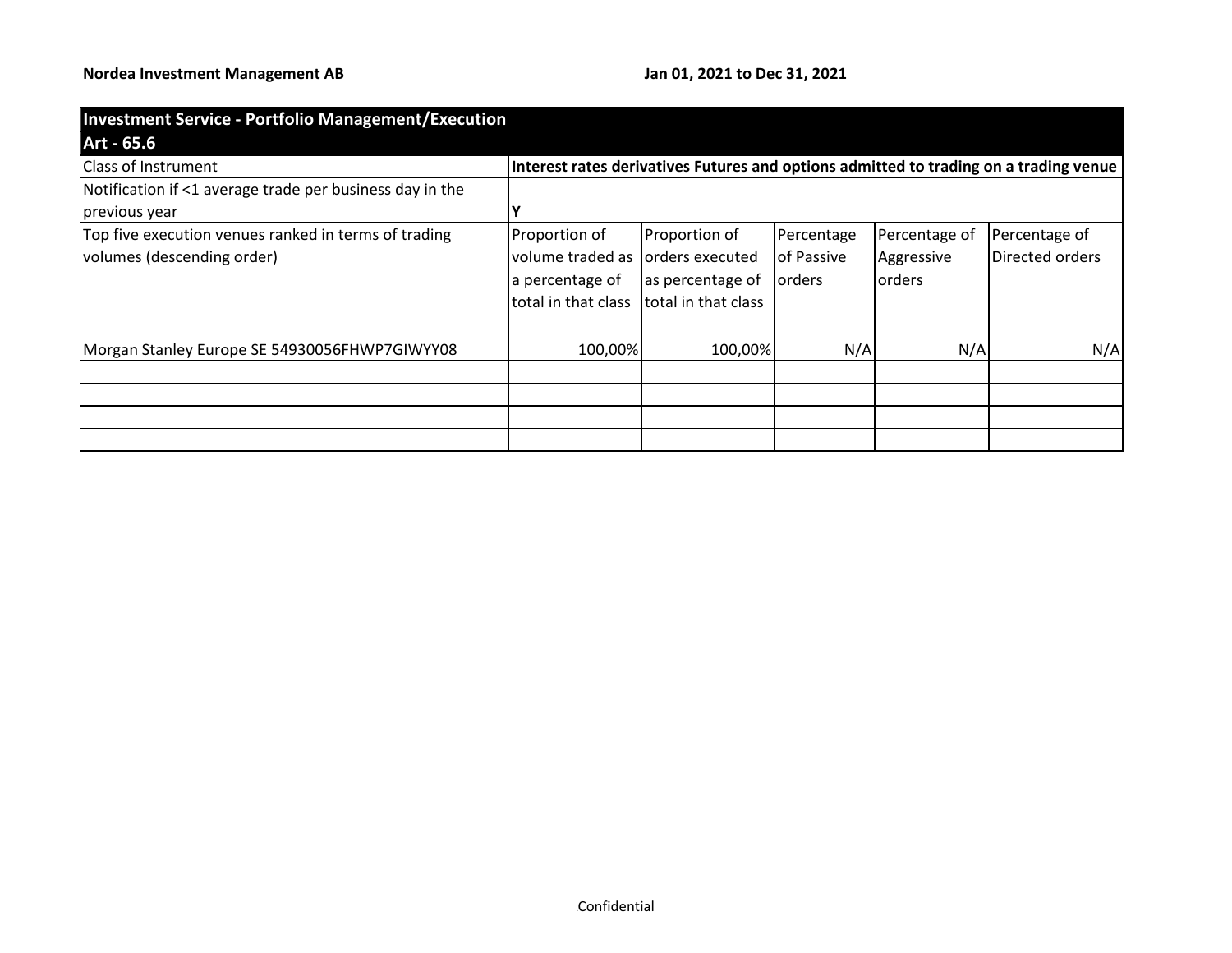**Nordea Investment Management AB** **Jan 01, 2021 to Dec 31, 2021**

| Investment Service - Portfolio Management/Execution Art - 65.6 | | | | | |
|---|---|---|---|---|---|
| Class of Instrument | Interest rates derivatives Futures and options admitted to trading on a trading venue | | | | |
| Notification if <1 average trade per business day in the previous year | Y | | | | |
| Top five execution venues ranked in terms of trading volumes (descending order) | Proportion of volume traded as a percentage of total in that class | Proportion of orders executed as percentage of total in that class | Percentage of Passive orders | Percentage of Aggressive orders | Percentage of Directed orders |
| Morgan Stanley Europe SE 54930056FHWP7GIWYY08 | 100,00% | 100,00% | N/A | N/A | N/A |
| | | | | | |
| | | | | | |
| | | | | | |
| | | | | | |

Confidential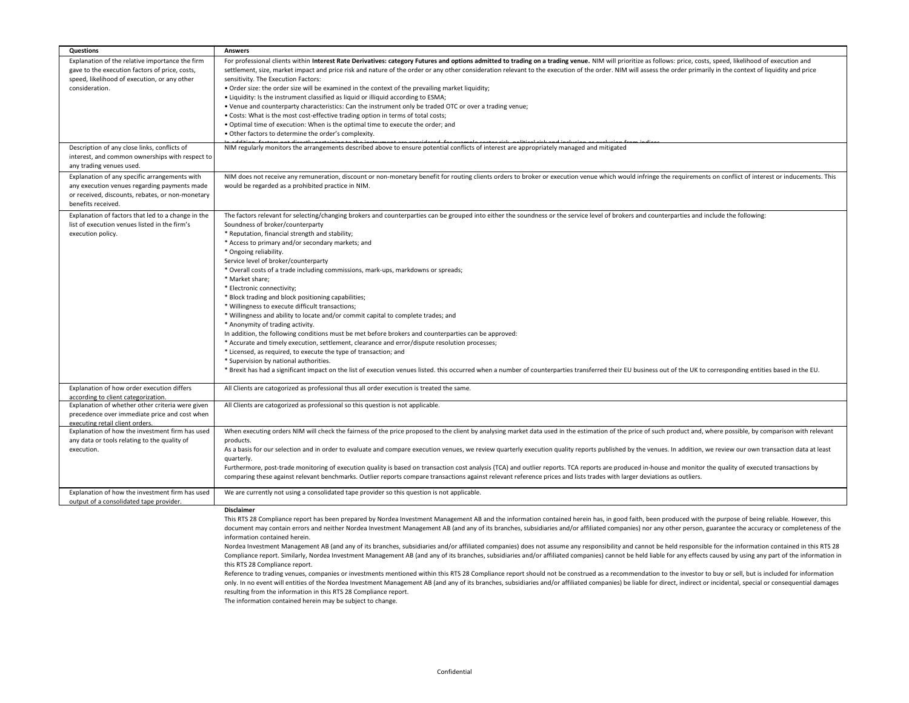| Questions | Answers |
| --- | --- |
| Explanation of the relative importance the firm gave to the execution factors of price, costs, speed, likelihood of execution, or any other consideration. | For professional clients within **Interest Rate Derivatives: category Futures and options admitted to trading on a trading venue.** NIM will prioritize as follows: price, costs, speed, likelihood of execution and settlement, size, market impact and price risk and nature of the order or any other consideration relevant to the execution of the order. NIM will assess the order primarily in the context of liquidity and price sensitivity. The Execution Factors:<br>• Order size: the order size will be examined in the context of the prevailing market liquidity;<br>• Liquidity: Is the instrument classified as liquid or illiquid according to ESMA;<br>• Venue and counterparty characteristics: Can the instrument only be traded OTC or over a trading venue;<br>• Costs: What is the most cost-effective trading option in terms of total costs;<br>• Optimal time of execution: When is the optimal time to execute the order; and<br>• Other factors to determine the order's complexity.<br>In addition, factors not directly pertaining to the instrument are considered, for example sector risk, political risk and inclusion or exclusion from indices |
| Description of any close links, conflicts of interest, and common ownerships with respect to any trading venues used. | NIM regularly monitors the arrangements described above to ensure potential conflicts of interest are appropriately managed and mitigated |
| Explanation of any specific arrangements with any execution venues regarding payments made or received, discounts, rebates, or non-monetary benefits received. | NIM does not receive any remuneration, discount or non-monetary benefit for routing clients orders to broker or execution venue which would infringe the requirements on conflict of interest or inducements. This would be regarded as a prohibited practice in NIM. |
| Explanation of factors that led to a change in the list of execution venues listed in the firm's execution policy. | The factors relevant for selecting/changing brokers and counterparties can be grouped into either the soundness or the service level of brokers and counterparties and include the following:<br>Soundness of broker/counterparty<br>* Reputation, financial strength and stability;<br>* Access to primary and/or secondary markets; and<br>* Ongoing reliability.<br>Service level of broker/counterparty<br>* Overall costs of a trade including commissions, mark-ups, markdowns or spreads;<br>* Market share;<br>* Electronic connectivity;<br>* Block trading and block positioning capabilities;<br>* Willingness to execute difficult transactions;<br>* Willingness and ability to locate and/or commit capital to complete trades; and<br>* Anonymity of trading activity.<br>In addition, the following conditions must be met before brokers and counterparties can be approved:<br>* Accurate and timely execution, settlement, clearance and error/dispute resolution processes;<br>* Licensed, as required, to execute the type of transaction; and<br>* Supervision by national authorities.<br>* Brexit has had a significant impact on the list of execution venues listed. this occurred when a number of counterparties transferred their EU business out of the UK to corresponding entities based in the EU. |
| Explanation of how order execution differs according to client categorization. | All Clients are catogorized as professional thus all order execution is treated the same. |
| Explanation of whether other criteria were given precedence over immediate price and cost when executing retail client orders. | All Clients are catogorized as professional so this question is not applicable. |
| Explanation of how the investment firm has used any data or tools relating to the quality of execution. | When executing orders NIM will check the fairness of the price proposed to the client by analysing market data used in the estimation of the price of such product and, where possible, by comparison with relevant products.<br>As a basis for our selection and in order to evaluate and compare execution venues, we review quarterly execution quality reports published by the venues. In addition, we review our own transaction data at least quarterly.<br>Furthermore, post-trade monitoring of execution quality is based on transaction cost analysis (TCA) and outlier reports. TCA reports are produced in-house and monitor the quality of executed transactions by comparing these against relevant benchmarks. Outlier reports compare transactions against relevant reference prices and lists trades with larger deviations as outliers. |
| Explanation of how the investment firm has used output of a consolidated tape provider. | We are currently not using a consolidated tape provider so this question is not applicable. |

**Disclaimer**

This RTS 28 Compliance report has been prepared by Nordea Investment Management AB and the information contained herein has, in good faith, been produced with the purpose of being reliable. However, this document may contain errors and neither Nordea Investment Management AB (and any of its branches, subsidiaries and/or affiliated companies) nor any other person, guarantee the accuracy or completeness of the information contained herein.

Nordea Investment Management AB (and any of its branches, subsidiaries and/or affiliated companies) does not assume any responsibility and cannot be held responsible for the information contained in this RTS 28 Compliance report. Similarly, Nordea Investment Management AB (and any of its branches, subsidiaries and/or affiliated companies) cannot be held liable for any effects caused by using any part of the information in this RTS 28 Compliance report.

Reference to trading venues, companies or investments mentioned within this RTS 28 Compliance report should not be construed as a recommendation to the investor to buy or sell, but is included for information only. In no event will entities of the Nordea Investment Management AB (and any of its branches, subsidiaries and/or affiliated companies) be liable for direct, indirect or incidental, special or consequential damages resulting from the information in this RTS 28 Compliance report.

The information contained herein may be subject to change.

Confidential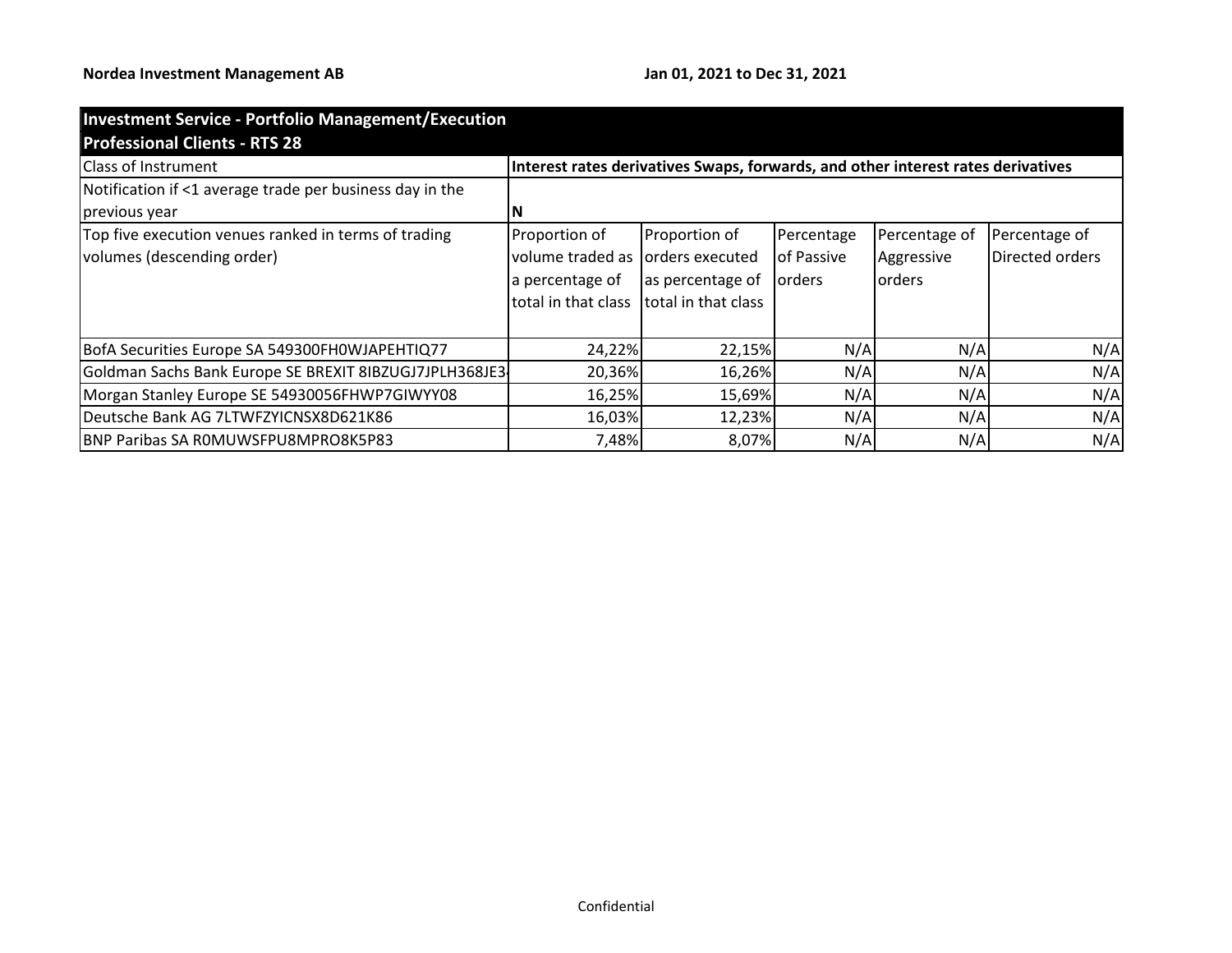**Nordea Investment Management AB** **Jan 01, 2021 to Dec 31, 2021**

| **Investment Service - Portfolio Management/Execution Professional Clients - RTS 28** | | | | | |
|---|---|---|---|---|---|
| Class of Instrument | **Interest rates derivatives Swaps, forwards, and other interest rates derivatives** | | | | |
| Notification if <1 average trade per business day in the previous year | **N** | | | | |
| Top five execution venues ranked in terms of trading volumes (descending order) | Proportion of volume traded as a percentage of total in that class | Proportion of orders executed as percentage of total in that class | Percentage of Passive orders | Percentage of Aggressive orders | Percentage of Directed orders |
| BofA Securities Europe SA 549300FH0WJAPEHTIQ77 | 24,22% | 22,15% | N/A | N/A | N/A |
| Goldman Sachs Bank Europe SE BREXIT 8IBZUGJ7JPLH368JE3 | 20,36% | 16,26% | N/A | N/A | N/A |
| Morgan Stanley Europe SE 54930056FHWP7GIWYY08 | 16,25% | 15,69% | N/A | N/A | N/A |
| Deutsche Bank AG 7LTWFZYICNSX8D621K86 | 16,03% | 12,23% | N/A | N/A | N/A |
| BNP Paribas SA R0MUWSFPU8MPRO8K5P83 | 7,48% | 8,07% | N/A | N/A | N/A |

Confidential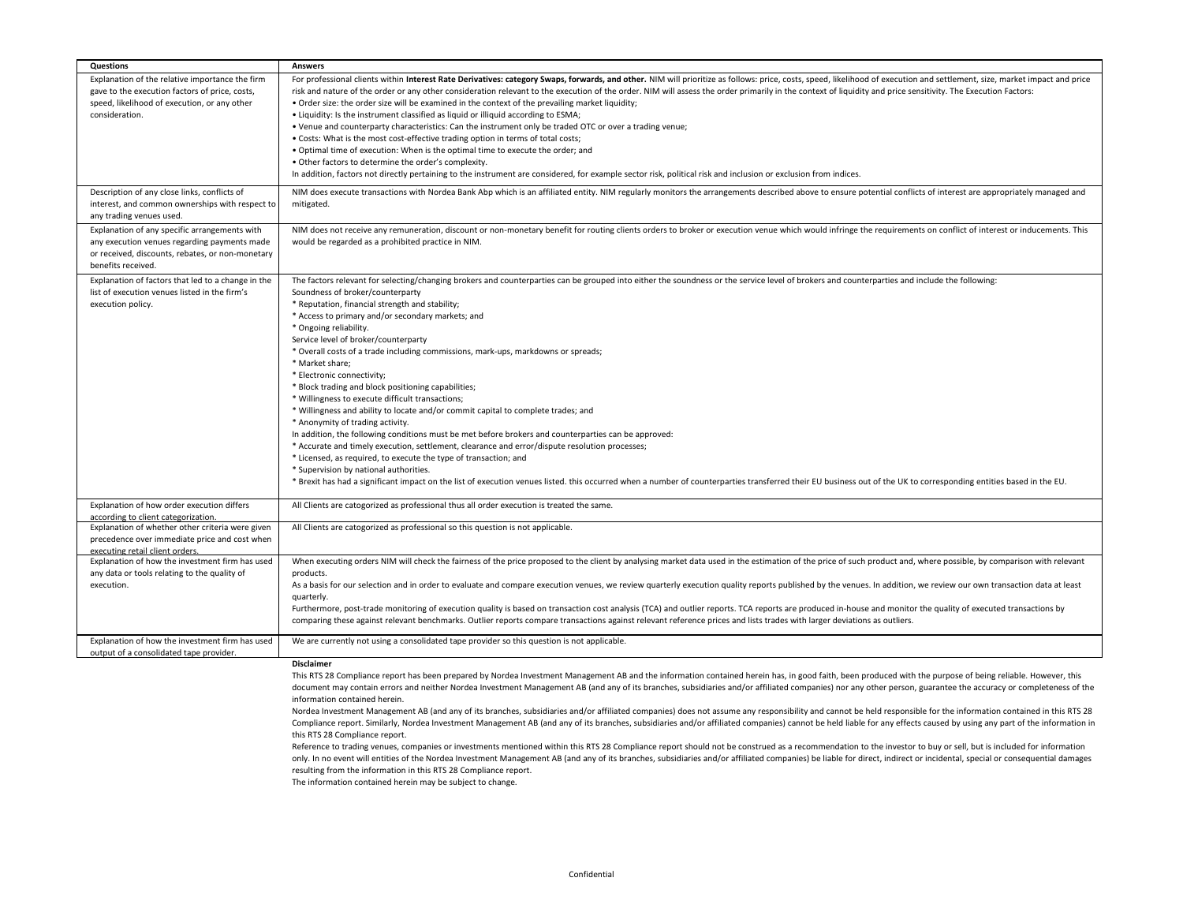| Questions | Answers |
|---|---|
| Explanation of the relative importance the firm gave to the execution factors of price, costs, speed, likelihood of execution, or any other consideration. | For professional clients within **Interest Rate Derivatives: category Swaps, forwards, and other.** NIM will prioritize as follows: price, costs, speed, likelihood of execution and settlement, size, market impact and price risk and nature of the order or any other consideration relevant to the execution of the order. NIM will assess the order primarily in the context of liquidity and price sensitivity. The Execution Factors:<br>• Order size: the order size will be examined in the context of the prevailing market liquidity;<br>• Liquidity: Is the instrument classified as liquid or illiquid according to ESMA;<br>• Venue and counterparty characteristics: Can the instrument only be traded OTC or over a trading venue;<br>• Costs: What is the most cost-effective trading option in terms of total costs;<br>• Optimal time of execution: When is the optimal time to execute the order; and<br>• Other factors to determine the order's complexity.<br>In addition, factors not directly pertaining to the instrument are considered, for example sector risk, political risk and inclusion or exclusion from indices. |
| Description of any close links, conflicts of interest, and common ownerships with respect to any trading venues used. | NIM does execute transactions with Nordea Bank Abp which is an affiliated entity. NIM regularly monitors the arrangements described above to ensure potential conflicts of interest are appropriately managed and mitigated. |
| Explanation of any specific arrangements with any execution venues regarding payments made or received, discounts, rebates, or non-monetary benefits received. | NIM does not receive any remuneration, discount or non-monetary benefit for routing clients orders to broker or execution venue which would infringe the requirements on conflict of interest or inducements. This would be regarded as a prohibited practice in NIM. |
| Explanation of factors that led to a change in the list of execution venues listed in the firm's execution policy. | The factors relevant for selecting/changing brokers and counterparties can be grouped into either the soundness or the service level of brokers and counterparties and include the following:<br>Soundness of broker/counterparty<br>* Reputation, financial strength and stability;<br>* Access to primary and/or secondary markets; and<br>* Ongoing reliability.<br>Service level of broker/counterparty<br>* Overall costs of a trade including commissions, mark-ups, markdowns or spreads;<br>* Market share;<br>* Electronic connectivity;<br>* Block trading and block positioning capabilities;<br>* Willingness to execute difficult transactions;<br>* Willingness and ability to locate and/or commit capital to complete trades; and<br>* Anonymity of trading activity.<br>In addition, the following conditions must be met before brokers and counterparties can be approved:<br>* Accurate and timely execution, settlement, clearance and error/dispute resolution processes;<br>* Licensed, as required, to execute the type of transaction; and<br>* Supervision by national authorities.<br>* Brexit has had a significant impact on the list of execution venues listed. this occurred when a number of counterparties transferred their EU business out of the UK to corresponding entities based in the EU. |
| Explanation of how order execution differs according to client categorization. | All Clients are catogorized as professional thus all order execution is treated the same. |
| Explanation of whether other criteria were given precedence over immediate price and cost when executing retail client orders. | All Clients are catogorized as professional so this question is not applicable. |
| Explanation of how the investment firm has used any data or tools relating to the quality of execution. | When executing orders NIM will check the fairness of the price proposed to the client by analysing market data used in the estimation of the price of such product and, where possible, by comparison with relevant products.<br>As a basis for our selection and in order to evaluate and compare execution venues, we review quarterly execution quality reports published by the venues. In addition, we review our own transaction data at least quarterly.<br>Furthermore, post-trade monitoring of execution quality is based on transaction cost analysis (TCA) and outlier reports. TCA reports are produced in-house and monitor the quality of executed transactions by comparing these against relevant benchmarks. Outlier reports compare transactions against relevant reference prices and lists trades with larger deviations as outliers. |
| Explanation of how the investment firm has used output of a consolidated tape provider. | We are currently not using a consolidated tape provider so this question is not applicable. |

**Disclaimer**

This RTS 28 Compliance report has been prepared by Nordea Investment Management AB and the information contained herein has, in good faith, been produced with the purpose of being reliable. However, this document may contain errors and neither Nordea Investment Management AB (and any of its branches, subsidiaries and/or affiliated companies) nor any other person, guarantee the accuracy or completeness of the information contained herein.

Nordea Investment Management AB (and any of its branches, subsidiaries and/or affiliated companies) does not assume any responsibility and cannot be held responsible for the information contained in this RTS 28 Compliance report. Similarly, Nordea Investment Management AB (and any of its branches, subsidiaries and/or affiliated companies) cannot be held liable for any effects caused by using any part of the information in this RTS 28 Compliance report.

Reference to trading venues, companies or investments mentioned within this RTS 28 Compliance report should not be construed as a recommendation to the investor to buy or sell, but is included for information only. In no event will entities of the Nordea Investment Management AB (and any of its branches, subsidiaries and/or affiliated companies) be liable for direct, indirect or incidental, special or consequential damages resulting from the information in this RTS 28 Compliance report.

The information contained herein may be subject to change.

Confidential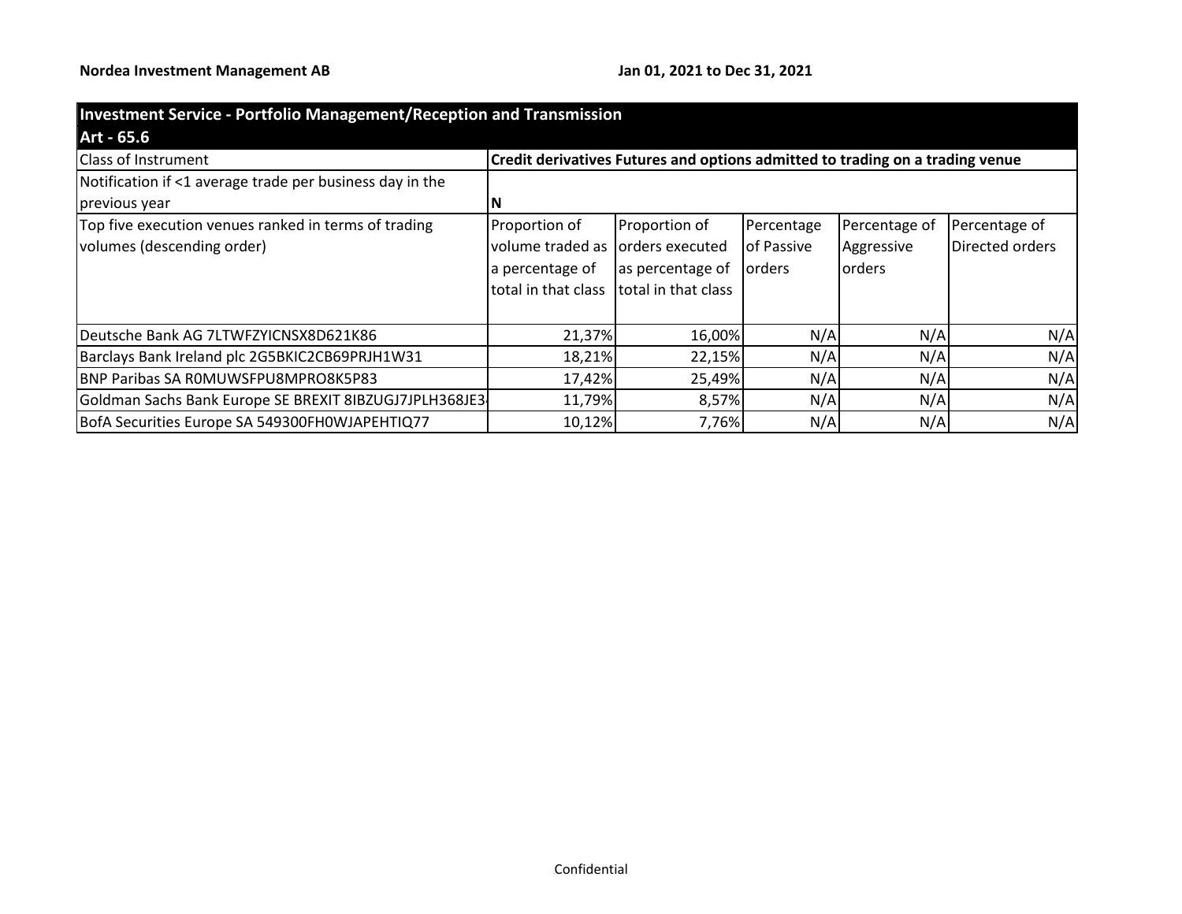**Nordea Investment Management AB** **Jan 01, 2021 to Dec 31, 2021**

| Investment Service - Portfolio Management/Reception and Transmission Art - 65.6 | | | | | |
|---|---|---|---|---|---|
| Class of Instrument | Credit derivatives Futures and options admitted to trading on a trading venue | | | | |
| Notification if <1 average trade per business day in the previous year | N | | | | |
| Top five execution venues ranked in terms of trading volumes (descending order) | Proportion of volume traded as a percentage of total in that class | Proportion of orders executed as percentage of total in that class | Percentage of Passive orders | Percentage of Aggressive orders | Percentage of Directed orders |
| Deutsche Bank AG 7LTWFZYICNSX8D621K86 | 21,37% | 16,00% | N/A | N/A | N/A |
| Barclays Bank Ireland plc 2G5BKIC2CB69PRJH1W31 | 18,21% | 22,15% | N/A | N/A | N/A |
| BNP Paribas SA R0MUWSFPU8MPRO8K5P83 | 17,42% | 25,49% | N/A | N/A | N/A |
| Goldman Sachs Bank Europe SE BREXIT 8IBZUGJ7JPLH368JE3 | 11,79% | 8,57% | N/A | N/A | N/A |
| BofA Securities Europe SA 549300FH0WJAPEHTIQ77 | 10,12% | 7,76% | N/A | N/A | N/A |

Confidential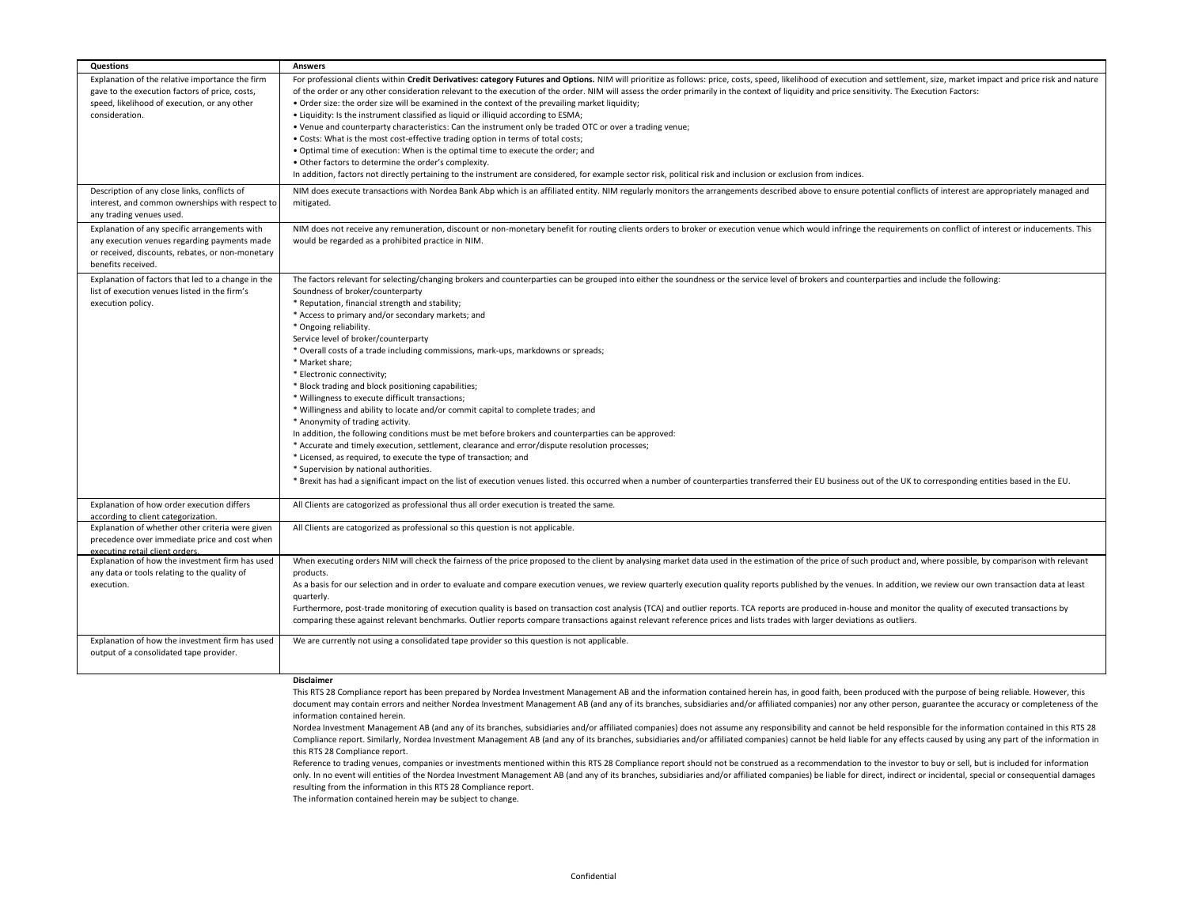| Questions | Answers |
|---|---|
| Explanation of the relative importance the firm gave to the execution factors of price, costs, speed, likelihood of execution, or any other consideration. | For professional clients within **Credit Derivatives: category Futures and Options.** NIM will prioritize as follows: price, costs, speed, likelihood of execution and settlement, size, market impact and price risk and nature of the order or any other consideration relevant to the execution of the order. NIM will assess the order primarily in the context of liquidity and price sensitivity. The Execution Factors:<br>• Order size: the order size will be examined in the context of the prevailing market liquidity;<br>• Liquidity: Is the instrument classified as liquid or illiquid according to ESMA;<br>• Venue and counterparty characteristics: Can the instrument only be traded OTC or over a trading venue;<br>• Costs: What is the most cost-effective trading option in terms of total costs;<br>• Optimal time of execution: When is the optimal time to execute the order; and<br>• Other factors to determine the order's complexity.<br>In addition, factors not directly pertaining to the instrument are considered, for example sector risk, political risk and inclusion or exclusion from indices. |
| Description of any close links, conflicts of interest, and common ownerships with respect to any trading venues used. | NIM does execute transactions with Nordea Bank Abp which is an affiliated entity. NIM regularly monitors the arrangements described above to ensure potential conflicts of interest are appropriately managed and mitigated. |
| Explanation of any specific arrangements with any execution venues regarding payments made or received, discounts, rebates, or non-monetary benefits received. | NIM does not receive any remuneration, discount or non-monetary benefit for routing clients orders to broker or execution venue which would infringe the requirements on conflict of interest or inducements. This would be regarded as a prohibited practice in NIM. |
| Explanation of factors that led to a change in the list of execution venues listed in the firm's execution policy. | The factors relevant for selecting/changing brokers and counterparties can be grouped into either the soundness or the service level of brokers and counterparties and include the following:<br>Soundness of broker/counterparty<br>* Reputation, financial strength and stability;<br>* Access to primary and/or secondary markets; and<br>* Ongoing reliability.<br>Service level of broker/counterparty<br>* Overall costs of a trade including commissions, mark-ups, markdowns or spreads;<br>* Market share;<br>* Electronic connectivity;<br>* Block trading and block positioning capabilities;<br>* Willingness to execute difficult transactions;<br>* Willingness and ability to locate and/or commit capital to complete trades; and<br>* Anonymity of trading activity.<br>In addition, the following conditions must be met before brokers and counterparties can be approved:<br>* Accurate and timely execution, settlement, clearance and error/dispute resolution processes;<br>* Licensed, as required, to execute the type of transaction; and<br>* Supervision by national authorities.<br>* Brexit has had a significant impact on the list of execution venues listed. this occurred when a number of counterparties transferred their EU business out of the UK to corresponding entities based in the EU. |
| Explanation of how order execution differs according to client categorization. | All Clients are catogorized as professional thus all order execution is treated the same. |
| Explanation of whether other criteria were given precedence over immediate price and cost when executing retail client orders. | All Clients are catogorized as professional so this question is not applicable. |
| Explanation of how the investment firm has used any data or tools relating to the quality of execution. | When executing orders NIM will check the fairness of the price proposed to the client by analysing market data used in the estimation of the price of such product and, where possible, by comparison with relevant products.<br>As a basis for our selection and in order to evaluate and compare execution venues, we review quarterly execution quality reports published by the venues. In addition, we review our own transaction data at least quarterly.<br>Furthermore, post-trade monitoring of execution quality is based on transaction cost analysis (TCA) and outlier reports. TCA reports are produced in-house and monitor the quality of executed transactions by comparing these against relevant benchmarks. Outlier reports compare transactions against relevant reference prices and lists trades with larger deviations as outliers. |
| Explanation of how the investment firm has used output of a consolidated tape provider. | We are currently not using a consolidated tape provider so this question is not applicable. |

**Disclaimer**

This RTS 28 Compliance report has been prepared by Nordea Investment Management AB and the information contained herein has, in good faith, been produced with the purpose of being reliable. However, this document may contain errors and neither Nordea Investment Management AB (and any of its branches, subsidiaries and/or affiliated companies) nor any other person, guarantee the accuracy or completeness of the information contained herein.

Nordea Investment Management AB (and any of its branches, subsidiaries and/or affiliated companies) does not assume any responsibility and cannot be held responsible for the information contained in this RTS 28 Compliance report. Similarly, Nordea Investment Management AB (and any of its branches, subsidiaries and/or affiliated companies) cannot be held liable for any effects caused by using any part of the information in this RTS 28 Compliance report.

Reference to trading venues, companies or investments mentioned within this RTS 28 Compliance report should not be construed as a recommendation to the investor to buy or sell, but is included for information only. In no event will entities of the Nordea Investment Management AB (and any of its branches, subsidiaries and/or affiliated companies) be liable for direct, indirect or incidental, special or consequential damages resulting from the information in this RTS 28 Compliance report.

The information contained herein may be subject to change.

Confidential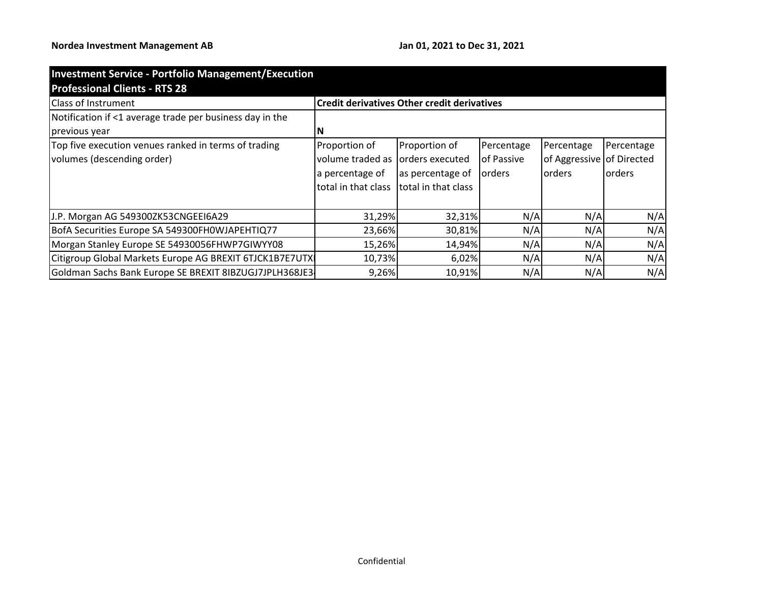**Nordea Investment Management AB** **Jan 01, 2021 to Dec 31, 2021**

| Investment Service - Portfolio Management/Execution<br>Professional Clients - RTS 28 | | | | | |
|---|---|---|---|---|---|
| Class of Instrument | **Credit derivatives Other credit derivatives** | | | | |
| Notification if <1 average trade per business day in the previous year | **N** | | | | |
| Top five execution venues ranked in terms of trading volumes (descending order) | Proportion of volume traded as a percentage of total in that class | Proportion of orders executed as percentage of total in that class | Percentage of Passive orders | Percentage of Aggressive orders | Percentage of Directed orders |
| J.P. Morgan AG 549300ZK53CNGEEI6A29 | 31,29% | 32,31% | N/A | N/A | N/A |
| BofA Securities Europe SA 549300FH0WJAPEHTIQ77 | 23,66% | 30,81% | N/A | N/A | N/A |
| Morgan Stanley Europe SE 54930056FHWP7GIWYY08 | 15,26% | 14,94% | N/A | N/A | N/A |
| Citigroup Global Markets Europe AG BREXIT 6TJCK1B7E7UTX | 10,73% | 6,02% | N/A | N/A | N/A |
| Goldman Sachs Bank Europe SE BREXIT 8IBZUGJ7JPLH368JE3 | 9,26% | 10,91% | N/A | N/A | N/A |

Confidential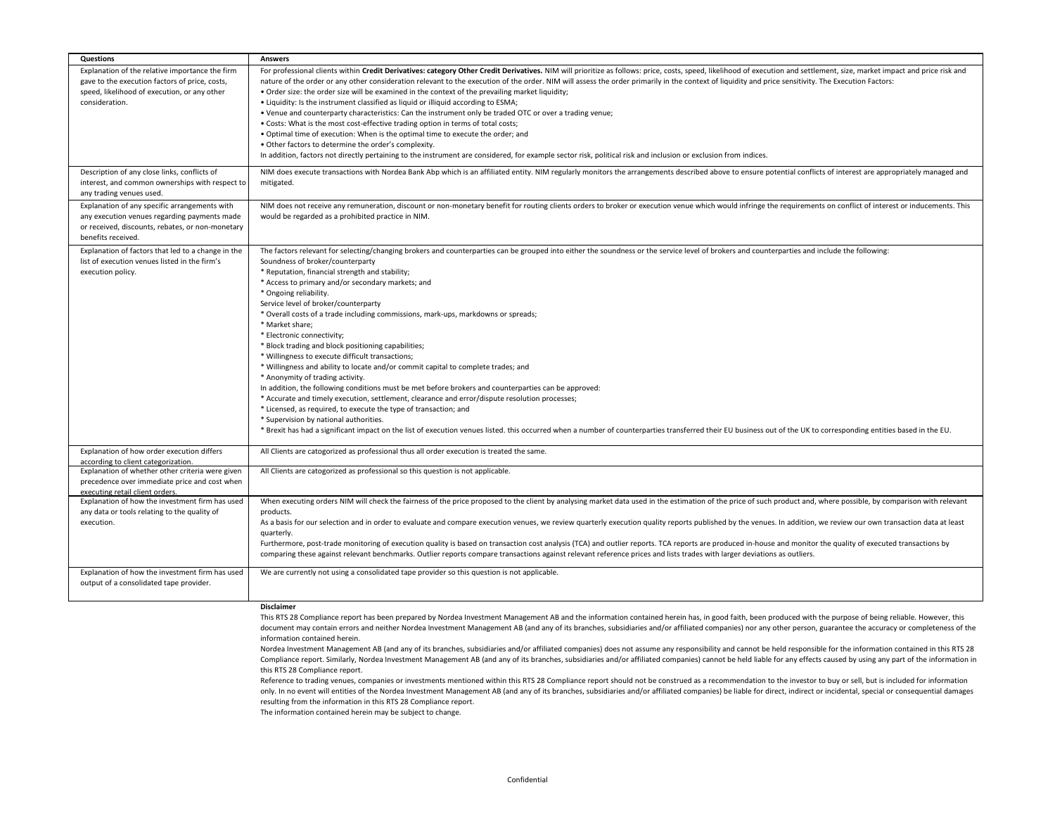| Questions | Answers |
|---|---|
| Explanation of the relative importance the firm gave to the execution factors of price, costs, speed, likelihood of execution, or any other consideration. | For professional clients within **Credit Derivatives: category Other Credit Derivatives.** NIM will prioritize as follows: price, costs, speed, likelihood of execution and settlement, size, market impact and price risk and nature of the order or any other consideration relevant to the execution of the order. NIM will assess the order primarily in the context of liquidity and price sensitivity. The Execution Factors:<br>• Order size: the order size will be examined in the context of the prevailing market liquidity;<br>• Liquidity: Is the instrument classified as liquid or illiquid according to ESMA;<br>• Venue and counterparty characteristics: Can the instrument only be traded OTC or over a trading venue;<br>• Costs: What is the most cost-effective trading option in terms of total costs;<br>• Optimal time of execution: When is the optimal time to execute the order; and<br>• Other factors to determine the order's complexity.<br>In addition, factors not directly pertaining to the instrument are considered, for example sector risk, political risk and inclusion or exclusion from indices. |
| Description of any close links, conflicts of interest, and common ownerships with respect to any trading venues used. | NIM does execute transactions with Nordea Bank Abp which is an affiliated entity. NIM regularly monitors the arrangements described above to ensure potential conflicts of interest are appropriately managed and mitigated. |
| Explanation of any specific arrangements with any execution venues regarding payments made or received, discounts, rebates, or non-monetary benefits received. | NIM does not receive any remuneration, discount or non-monetary benefit for routing clients orders to broker or execution venue which would infringe the requirements on conflict of interest or inducements. This would be regarded as a prohibited practice in NIM. |
| Explanation of factors that led to a change in the list of execution venues listed in the firm's execution policy. | The factors relevant for selecting/changing brokers and counterparties can be grouped into either the soundness or the service level of brokers and counterparties and include the following:<br>Soundness of broker/counterparty<br>* Reputation, financial strength and stability;<br>* Access to primary and/or secondary markets; and<br>* Ongoing reliability.<br>Service level of broker/counterparty<br>* Overall costs of a trade including commissions, mark-ups, markdowns or spreads;<br>* Market share;<br>* Electronic connectivity;<br>* Block trading and block positioning capabilities;<br>* Willingness to execute difficult transactions;<br>* Willingness and ability to locate and/or commit capital to complete trades; and<br>* Anonymity of trading activity.<br>In addition, the following conditions must be met before brokers and counterparties can be approved:<br>* Accurate and timely execution, settlement, clearance and error/dispute resolution processes;<br>* Licensed, as required, to execute the type of transaction; and<br>* Supervision by national authorities.<br>* Brexit has had a significant impact on the list of execution venues listed. this occurred when a number of counterparties transferred their EU business out of the UK to corresponding entities based in the EU. |
| Explanation of how order execution differs according to client categorization. | All Clients are catogorized as professional thus all order execution is treated the same. |
| Explanation of whether other criteria were given precedence over immediate price and cost when executing retail client orders. | All Clients are catogorized as professional so this question is not applicable. |
| Explanation of how the investment firm has used any data or tools relating to the quality of execution. | When executing orders NIM will check the fairness of the price proposed to the client by analysing market data used in the estimation of the price of such product and, where possible, by comparison with relevant products.<br>As a basis for our selection and in order to evaluate and compare execution venues, we review quarterly execution quality reports published by the venues. In addition, we review our own transaction data at least quarterly.<br>Furthermore, post-trade monitoring of execution quality is based on transaction cost analysis (TCA) and outlier reports. TCA reports are produced in-house and monitor the quality of executed transactions by comparing these against relevant benchmarks. Outlier reports compare transactions against relevant reference prices and lists trades with larger deviations as outliers. |
| Explanation of how the investment firm has used output of a consolidated tape provider. | We are currently not using a consolidated tape provider so this question is not applicable. |

**Disclaimer**

This RTS 28 Compliance report has been prepared by Nordea Investment Management AB and the information contained herein has, in good faith, been produced with the purpose of being reliable. However, this document may contain errors and neither Nordea Investment Management AB (and any of its branches, subsidiaries and/or affiliated companies) nor any other person, guarantee the accuracy or completeness of the information contained herein.

Nordea Investment Management AB (and any of its branches, subsidiaries and/or affiliated companies) does not assume any responsibility and cannot be held responsible for the information contained in this RTS 28 Compliance report. Similarly, Nordea Investment Management AB (and any of its branches, subsidiaries and/or affiliated companies) cannot be held liable for any effects caused by using any part of the information in this RTS 28 Compliance report.

Reference to trading venues, companies or investments mentioned within this RTS 28 Compliance report should not be construed as a recommendation to the investor to buy or sell, but is included for information only. In no event will entities of the Nordea Investment Management AB (and any of its branches, subsidiaries and/or affiliated companies) be liable for direct, indirect or incidental, special or consequential damages resulting from the information in this RTS 28 Compliance report.

The information contained herein may be subject to change.

Confidential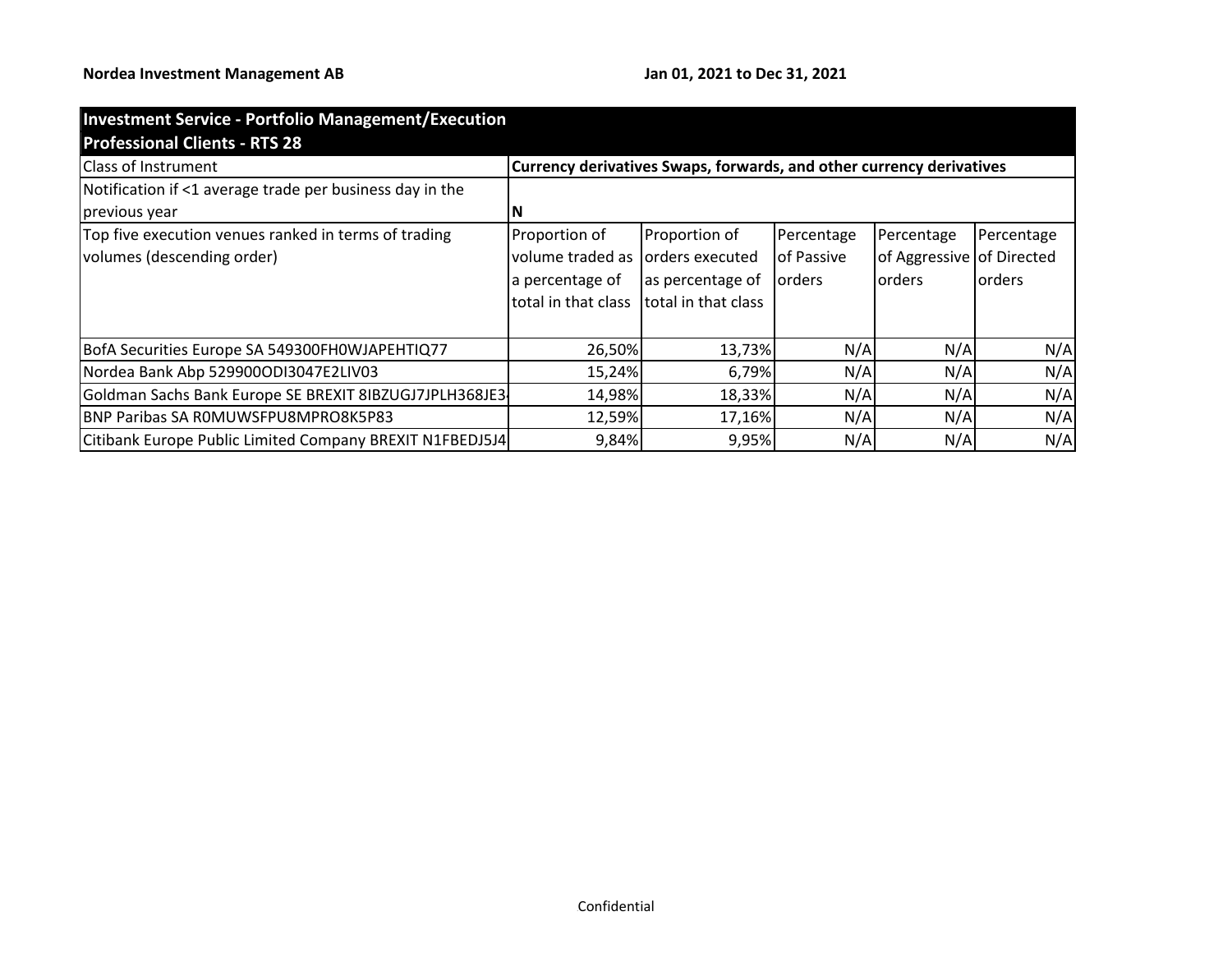**Nordea Investment Management AB** **Jan 01, 2021 to Dec 31, 2021**

| **Investment Service - Portfolio Management/Execution Professional Clients - RTS 28** | | | | | |
|---|---|---|---|---|---|
| Class of Instrument | **Currency derivatives Swaps, forwards, and other currency derivatives** | | | | |
| Notification if <1 average trade per business day in the previous year | **N** | | | | |
| Top five execution venues ranked in terms of trading volumes (descending order) | Proportion of volume traded as a percentage of total in that class | Proportion of orders executed as percentage of total in that class | Percentage of Passive orders | Percentage of Aggressive orders | Percentage of Directed orders |
| BofA Securities Europe SA 549300FH0WJAPEHTIQ77 | 26,50% | 13,73% | N/A | N/A | N/A |
| Nordea Bank Abp 529900ODI3047E2LIV03 | 15,24% | 6,79% | N/A | N/A | N/A |
| Goldman Sachs Bank Europe SE BREXIT 8IBZUGJ7JPLH368JE3 | 14,98% | 18,33% | N/A | N/A | N/A |
| BNP Paribas SA R0MUWSFPU8MPRO8K5P83 | 12,59% | 17,16% | N/A | N/A | N/A |
| Citibank Europe Public Limited Company BREXIT N1FBEDJ5J4 | 9,84% | 9,95% | N/A | N/A | N/A |

Confidential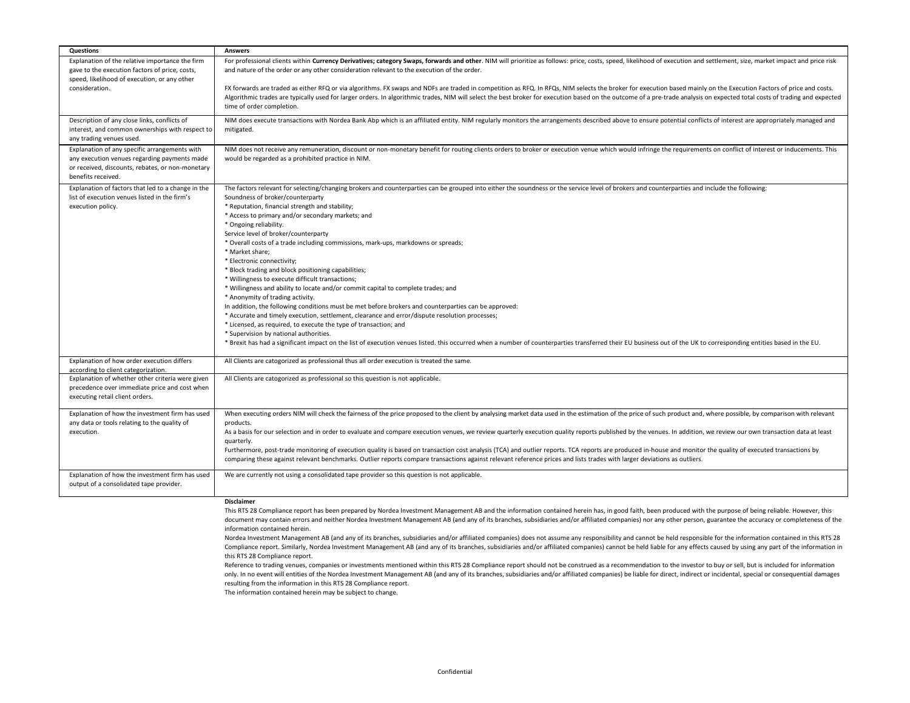| Questions | Answers |
|---|---|
| Explanation of the relative importance the firm gave to the execution factors of price, costs, speed, likelihood of execution, or any other consideration. | For professional clients within **Currency Derivatives; category Swaps, forwards and other**. NIM will prioritize as follows: price, costs, speed, likelihood of execution and settlement, size, market impact and price risk and nature of the order or any other consideration relevant to the execution of the order.<br><br>FX forwards are traded as either RFQ or via algorithms. FX swaps and NDFs are traded in competition as RFQ. In RFQs, NIM selects the broker for execution based mainly on the Execution Factors of price and costs. Algorithmic trades are typically used for larger orders. In algorithmic trades, NIM will select the best broker for execution based on the outcome of a pre-trade analysis on expected total costs of trading and expected time of order completion. |
| Description of any close links, conflicts of interest, and common ownerships with respect to any trading venues used. | NIM does execute transactions with Nordea Bank Abp which is an affiliated entity. NIM regularly monitors the arrangements described above to ensure potential conflicts of interest are appropriately managed and mitigated. |
| Explanation of any specific arrangements with any execution venues regarding payments made or received, discounts, rebates, or non-monetary benefits received. | NIM does not receive any remuneration, discount or non-monetary benefit for routing clients orders to broker or execution venue which would infringe the requirements on conflict of interest or inducements. This would be regarded as a prohibited practice in NIM. |
| Explanation of factors that led to a change in the list of execution venues listed in the firm's execution policy. | The factors relevant for selecting/changing brokers and counterparties can be grouped into either the soundness or the service level of brokers and counterparties and include the following:<br>Soundness of broker/counterparty<br>* Reputation, financial strength and stability;<br>* Access to primary and/or secondary markets; and<br>* Ongoing reliability.<br>Service level of broker/counterparty<br>* Overall costs of a trade including commissions, mark-ups, markdowns or spreads;<br>* Market share;<br>* Electronic connectivity;<br>* Block trading and block positioning capabilities;<br>* Willingness to execute difficult transactions;<br>* Willingness and ability to locate and/or commit capital to complete trades; and<br>* Anonymity of trading activity.<br>In addition, the following conditions must be met before brokers and counterparties can be approved:<br>* Accurate and timely execution, settlement, clearance and error/dispute resolution processes;<br>* Licensed, as required, to execute the type of transaction; and<br>* Supervision by national authorities.<br>* Brexit has had a significant impact on the list of execution venues listed. this occurred when a number of counterparties transferred their EU business out of the UK to corresponding entities based in the EU. |
| Explanation of how order execution differs according to client categorization. | All Clients are catogorized as professional thus all order execution is treated the same. |
| Explanation of whether other criteria were given precedence over immediate price and cost when executing retail client orders. | All Clients are catogorized as professional so this question is not applicable. |
| Explanation of how the investment firm has used any data or tools relating to the quality of execution. | When executing orders NIM will check the fairness of the price proposed to the client by analysing market data used in the estimation of the price of such product and, where possible, by comparison with relevant products.<br>As a basis for our selection and in order to evaluate and compare execution venues, we review quarterly execution quality reports published by the venues. In addition, we review our own transaction data at least quarterly.<br>Furthermore, post-trade monitoring of execution quality is based on transaction cost analysis (TCA) and outlier reports. TCA reports are produced in-house and monitor the quality of executed transactions by comparing these against relevant benchmarks. Outlier reports compare transactions against relevant reference prices and lists trades with larger deviations as outliers. |
| Explanation of how the investment firm has used output of a consolidated tape provider. | We are currently not using a consolidated tape provider so this question is not applicable. |

**Disclaimer**

This RTS 28 Compliance report has been prepared by Nordea Investment Management AB and the information contained herein has, in good faith, been produced with the purpose of being reliable. However, this document may contain errors and neither Nordea Investment Management AB (and any of its branches, subsidiaries and/or affiliated companies) nor any other person, guarantee the accuracy or completeness of the information contained herein.

Nordea Investment Management AB (and any of its branches, subsidiaries and/or affiliated companies) does not assume any responsibility and cannot be held responsible for the information contained in this RTS 28 Compliance report. Similarly, Nordea Investment Management AB (and any of its branches, subsidiaries and/or affiliated companies) cannot be held liable for any effects caused by using any part of the information in this RTS 28 Compliance report.

Reference to trading venues, companies or investments mentioned within this RTS 28 Compliance report should not be construed as a recommendation to the investor to buy or sell, but is included for information only. In no event will entities of the Nordea Investment Management AB (and any of its branches, subsidiaries and/or affiliated companies) be liable for direct, indirect or incidental, special or consequential damages resulting from the information in this RTS 28 Compliance report.

The information contained herein may be subject to change.

Confidential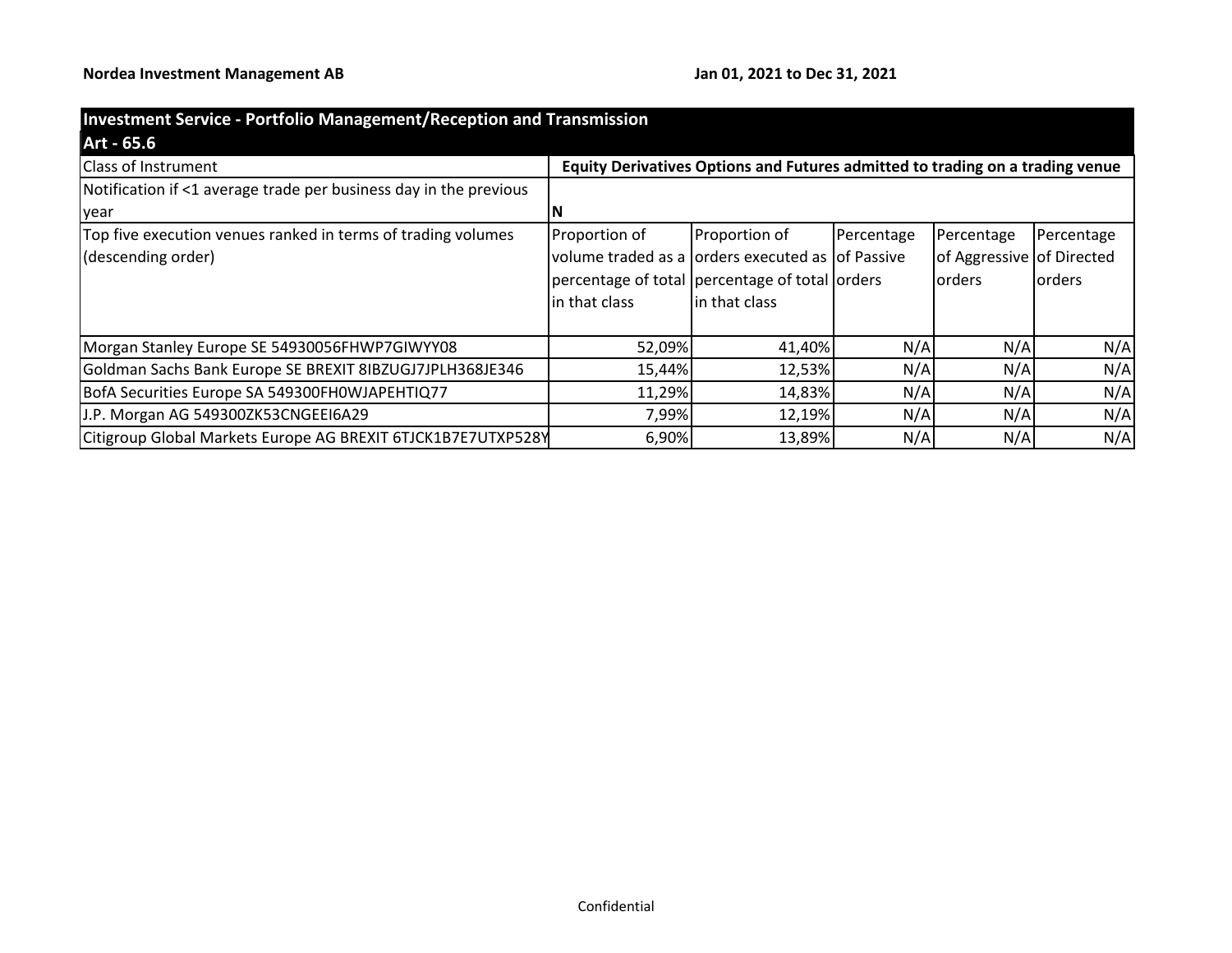**Nordea Investment Management AB** | **Jan 01, 2021 to Dec 31, 2021**

| **Investment Service - Portfolio Management/Reception and Transmission Art - 65.6** | | | | | |
|---|---|---|---|---|---|
| Class of Instrument | **Equity Derivatives Options and Futures admitted to trading on a trading venue** | | | | |
| Notification if <1 average trade per business day in the previous year | **N** | | | | |
| Top five execution venues ranked in terms of trading volumes (descending order) | Proportion of volume traded as a percentage of total in that class | Proportion of orders executed as percentage of total in that class | Percentage of Passive orders | Percentage of Aggressive orders | Percentage of Directed orders |
| Morgan Stanley Europe SE 54930056FHWP7GIWYY08 | 52,09% | 41,40% | N/A | N/A | N/A |
| Goldman Sachs Bank Europe SE BREXIT 8IBZUGJ7JPLH368JE346 | 15,44% | 12,53% | N/A | N/A | N/A |
| BofA Securities Europe SA 549300FH0WJAPEHTIQ77 | 11,29% | 14,83% | N/A | N/A | N/A |
| J.P. Morgan AG 549300ZK53CNGEEI6A29 | 7,99% | 12,19% | N/A | N/A | N/A |
| Citigroup Global Markets Europe AG BREXIT 6TJCK1B7E7UTXP528Y | 6,90% | 13,89% | N/A | N/A | N/A |

Confidential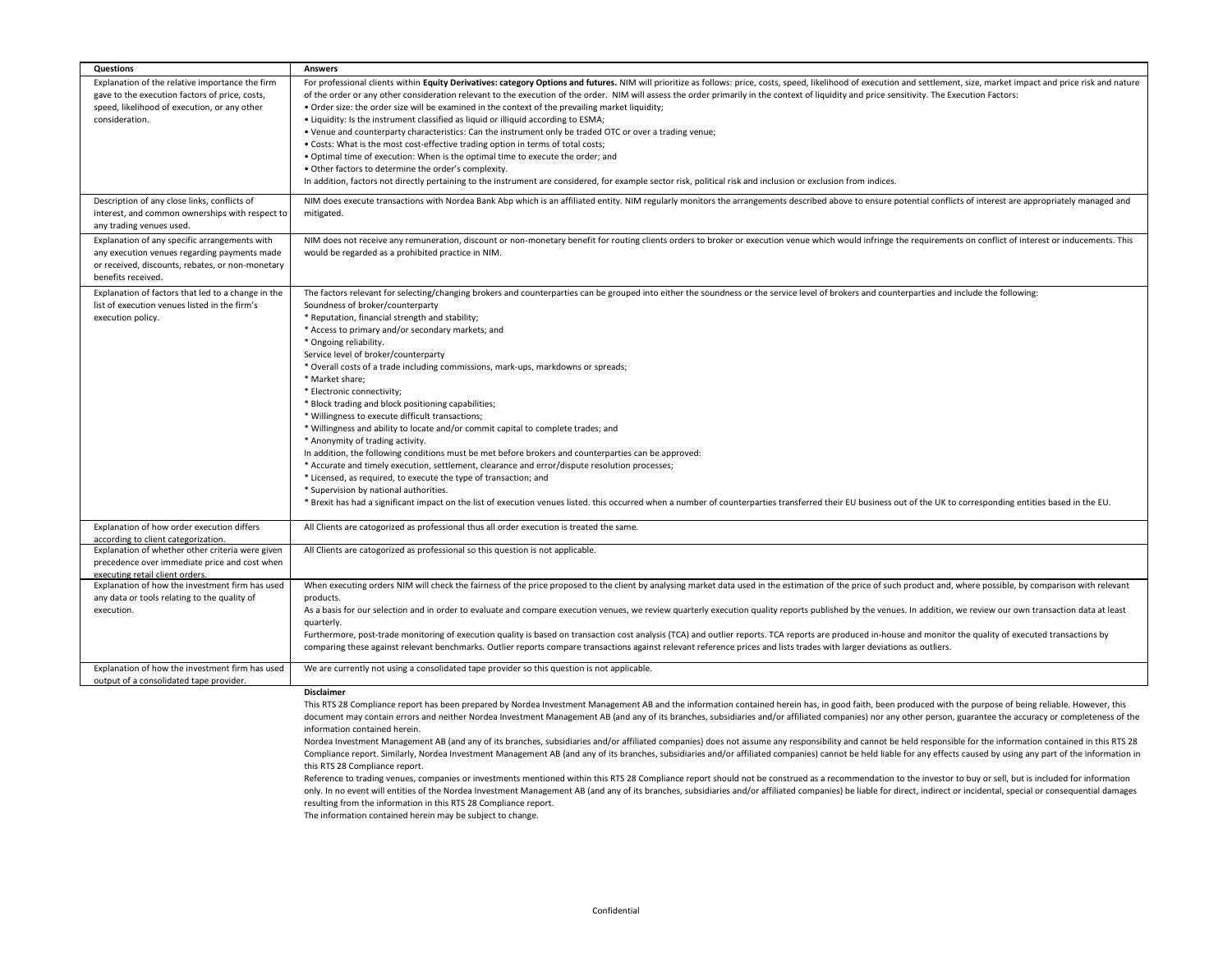| Questions | Answers |
|---|---|
| Explanation of the relative importance the firm gave to the execution factors of price, costs, speed, likelihood of execution, or any other consideration. | For professional clients within **Equity Derivatives: category Options and futures.** NIM will prioritize as follows: price, costs, speed, likelihood of execution and settlement, size, market impact and price risk and nature of the order or any other consideration relevant to the execution of the order. NIM will assess the order primarily in the context of liquidity and price sensitivity. The Execution Factors:<br>• Order size: the order size will be examined in the context of the prevailing market liquidity;<br>• Liquidity: Is the instrument classified as liquid or illiquid according to ESMA;<br>• Venue and counterparty characteristics: Can the instrument only be traded OTC or over a trading venue;<br>• Costs: What is the most cost-effective trading option in terms of total costs;<br>• Optimal time of execution: When is the optimal time to execute the order; and<br>• Other factors to determine the order's complexity.<br>In addition, factors not directly pertaining to the instrument are considered, for example sector risk, political risk and inclusion or exclusion from indices. |
| Description of any close links, conflicts of interest, and common ownerships with respect to any trading venues used. | NIM does execute transactions with Nordea Bank Abp which is an affiliated entity. NIM regularly monitors the arrangements described above to ensure potential conflicts of interest are appropriately managed and mitigated. |
| Explanation of any specific arrangements with any execution venues regarding payments made or received, discounts, rebates, or non-monetary benefits received. | NIM does not receive any remuneration, discount or non-monetary benefit for routing clients orders to broker or execution venue which would infringe the requirements on conflict of interest or inducements. This would be regarded as a prohibited practice in NIM. |
| Explanation of factors that led to a change in the list of execution venues listed in the firm's execution policy. | The factors relevant for selecting/changing brokers and counterparties can be grouped into either the soundness or the service level of brokers and counterparties and include the following:<br>Soundness of broker/counterparty<br>* Reputation, financial strength and stability;<br>* Access to primary and/or secondary markets; and<br>* Ongoing reliability.<br>Service level of broker/counterparty<br>* Overall costs of a trade including commissions, mark-ups, markdowns or spreads;<br>* Market share;<br>* Electronic connectivity;<br>* Block trading and block positioning capabilities;<br>* Willingness to execute difficult transactions;<br>* Willingness and ability to locate and/or commit capital to complete trades; and<br>* Anonymity of trading activity.<br>In addition, the following conditions must be met before brokers and counterparties can be approved:<br>* Accurate and timely execution, settlement, clearance and error/dispute resolution processes;<br>* Licensed, as required, to execute the type of transaction; and<br>* Supervision by national authorities.<br>* Brexit has had a significant impact on the list of execution venues listed. this occurred when a number of counterparties transferred their EU business out of the UK to corresponding entities based in the EU. |
| Explanation of how order execution differs according to client categorization. | All Clients are catogorized as professional thus all order execution is treated the same. |
| Explanation of whether other criteria were given precedence over immediate price and cost when executing retail client orders. | All Clients are catogorized as professional so this question is not applicable. |
| Explanation of how the investment firm has used any data or tools relating to the quality of execution. | When executing orders NIM will check the fairness of the price proposed to the client by analysing market data used in the estimation of the price of such product and, where possible, by comparison with relevant products.<br>As a basis for our selection and in order to evaluate and compare execution venues, we review quarterly execution quality reports published by the venues. In addition, we review our own transaction data at least quarterly.<br>Furthermore, post-trade monitoring of execution quality is based on transaction cost analysis (TCA) and outlier reports. TCA reports are produced in-house and monitor the quality of executed transactions by comparing these against relevant benchmarks. Outlier reports compare transactions against relevant reference prices and lists trades with larger deviations as outliers. |
| Explanation of how the investment firm has used output of a consolidated tape provider. | We are currently not using a consolidated tape provider so this question is not applicable. |

**Disclaimer**

This RTS 28 Compliance report has been prepared by Nordea Investment Management AB and the information contained herein has, in good faith, been produced with the purpose of being reliable. However, this document may contain errors and neither Nordea Investment Management AB (and any of its branches, subsidiaries and/or affiliated companies) nor any other person, guarantee the accuracy or completeness of the information contained herein.

Nordea Investment Management AB (and any of its branches, subsidiaries and/or affiliated companies) does not assume any responsibility and cannot be held responsible for the information contained in this RTS 28 Compliance report. Similarly, Nordea Investment Management AB (and any of its branches, subsidiaries and/or affiliated companies) cannot be held liable for any effects caused by using any part of the information in this RTS 28 Compliance report.

Reference to trading venues, companies or investments mentioned within this RTS 28 Compliance report should not be construed as a recommendation to the investor to buy or sell, but is included for information only. In no event will entities of the Nordea Investment Management AB (and any of its branches, subsidiaries and/or affiliated companies) be liable for direct, indirect or incidental, special or consequential damages resulting from the information in this RTS 28 Compliance report.

The information contained herein may be subject to change.

Confidential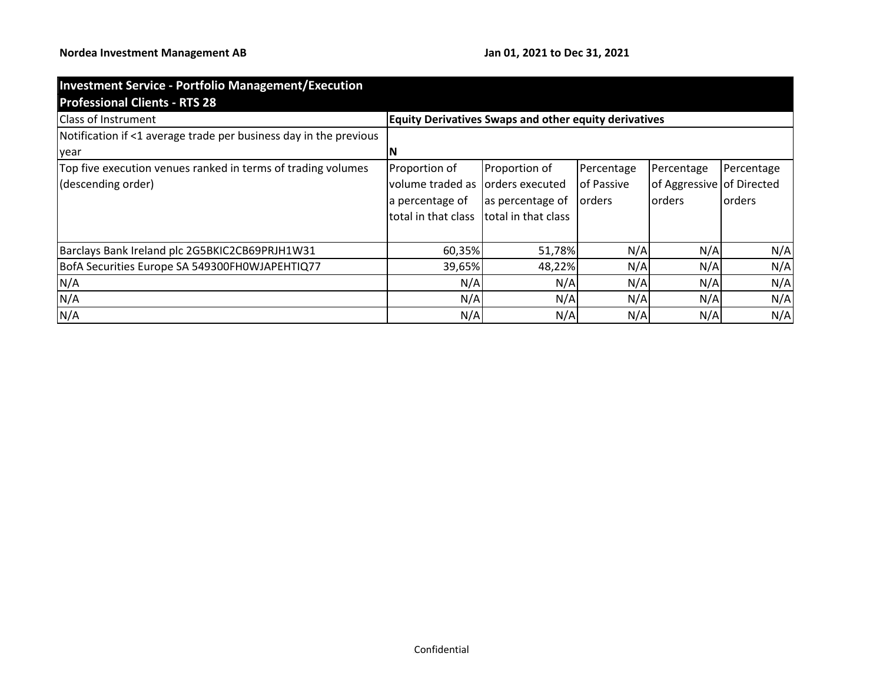**Nordea Investment Management AB** **Jan 01, 2021 to Dec 31, 2021**

| Investment Service - Portfolio Management/Execution<br>Professional Clients - RTS 28 | | | | | |
|---|---|---|---|---|---|
| Class of Instrument | **Equity Derivatives Swaps and other equity derivatives** | | | | |
| Notification if <1 average trade per business day in the previous year | **N** | | | | |
| Top five execution venues ranked in terms of trading volumes (descending order) | Proportion of volume traded as a percentage of total in that class | Proportion of orders executed as percentage of total in that class | Percentage of Passive orders | Percentage of Aggressive orders | Percentage of Directed orders |
| Barclays Bank Ireland plc 2G5BKIC2CB69PRJH1W31 | 60,35% | 51,78% | N/A | N/A | N/A |
| BofA Securities Europe SA 549300FH0WJAPEHTIQ77 | 39,65% | 48,22% | N/A | N/A | N/A |
| N/A | N/A | N/A | N/A | N/A | N/A |
| N/A | N/A | N/A | N/A | N/A | N/A |
| N/A | N/A | N/A | N/A | N/A | N/A |

Confidential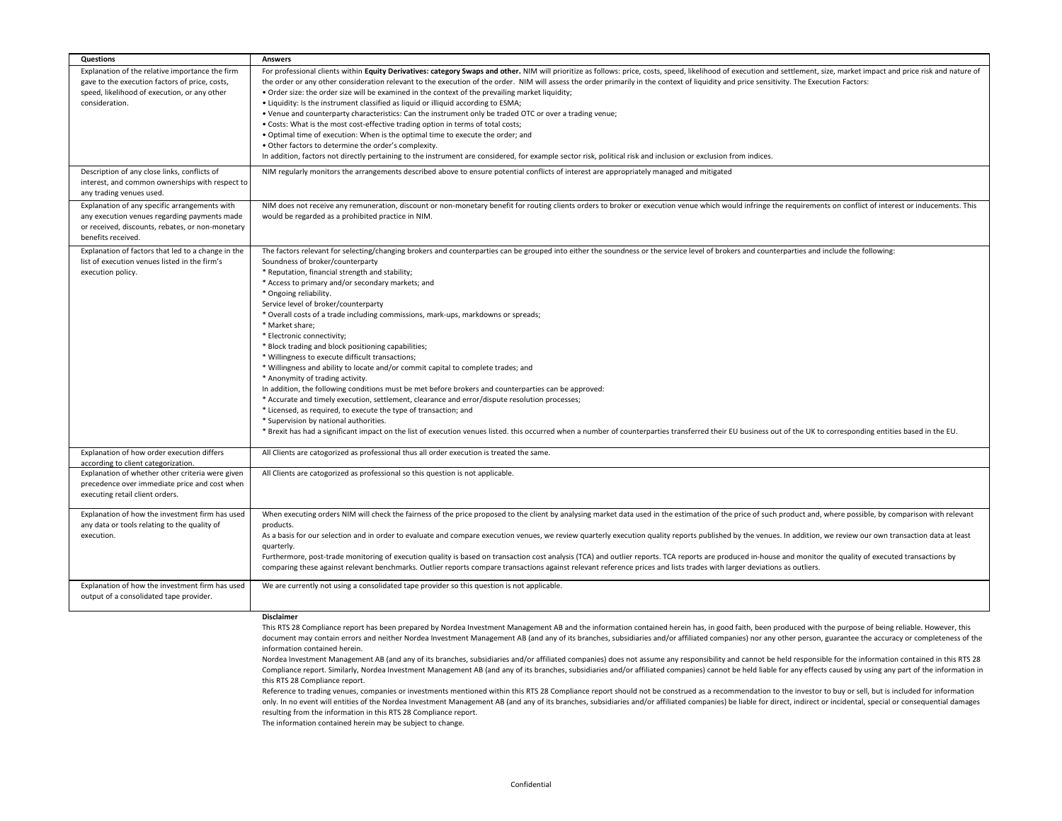| Questions | Answers |
|---|---|
| Explanation of the relative importance the firm gave to the execution factors of price, costs, speed, likelihood of execution, or any other consideration. | For professional clients within **Equity Derivatives: category Swaps and other.** NIM will prioritize as follows: price, costs, speed, likelihood of execution and settlement, size, market impact and price risk and nature of the order or any other consideration relevant to the execution of the order. NIM will assess the order primarily in the context of liquidity and price sensitivity. The Execution Factors:<br>• Order size: the order size will be examined in the context of the prevailing market liquidity;<br>• Liquidity: Is the instrument classified as liquid or illiquid according to ESMA;<br>• Venue and counterparty characteristics: Can the instrument only be traded OTC or over a trading venue;<br>• Costs: What is the most cost-effective trading option in terms of total costs;<br>• Optimal time of execution: When is the optimal time to execute the order; and<br>• Other factors to determine the order's complexity.<br>In addition, factors not directly pertaining to the instrument are considered, for example sector risk, political risk and inclusion or exclusion from indices. |
| Description of any close links, conflicts of interest, and common ownerships with respect to any trading venues used. | NIM regularly monitors the arrangements described above to ensure potential conflicts of interest are appropriately managed and mitigated |
| Explanation of any specific arrangements with any execution venues regarding payments made or received, discounts, rebates, or non-monetary benefits received. | NIM does not receive any remuneration, discount or non-monetary benefit for routing clients orders to broker or execution venue which would infringe the requirements on conflict of interest or inducements. This would be regarded as a prohibited practice in NIM. |
| Explanation of factors that led to a change in the list of execution venues listed in the firm's execution policy. | The factors relevant for selecting/changing brokers and counterparties can be grouped into either the soundness or the service level of brokers and counterparties and include the following:<br>Soundness of broker/counterparty<br>* Reputation, financial strength and stability;<br>* Access to primary and/or secondary markets; and<br>* Ongoing reliability.<br>Service level of broker/counterparty<br>* Overall costs of a trade including commissions, mark-ups, markdowns or spreads;<br>* Market share;<br>* Electronic connectivity;<br>* Block trading and block positioning capabilities;<br>* Willingness to execute difficult transactions;<br>* Willingness and ability to locate and/or commit capital to complete trades; and<br>* Anonymity of trading activity.<br>In addition, the following conditions must be met before brokers and counterparties can be approved:<br>* Accurate and timely execution, settlement, clearance and error/dispute resolution processes;<br>* Licensed, as required, to execute the type of transaction; and<br>* Supervision by national authorities.<br>* Brexit has had a significant impact on the list of execution venues listed. this occurred when a number of counterparties transferred their EU business out of the UK to corresponding entities based in the EU. |
| Explanation of how order execution differs according to client categorization. | All Clients are catogorized as professional thus all order execution is treated the same. |
| Explanation of whether other criteria were given precedence over immediate price and cost when executing retail client orders. | All Clients are catogorized as professional so this question is not applicable. |
| Explanation of how the investment firm has used any data or tools relating to the quality of execution. | When executing orders NIM will check the fairness of the price proposed to the client by analysing market data used in the estimation of the price of such product and, where possible, by comparison with relevant products.<br>As a basis for our selection and in order to evaluate and compare execution venues, we review quarterly execution quality reports published by the venues. In addition, we review our own transaction data at least quarterly.<br>Furthermore, post-trade monitoring of execution quality is based on transaction cost analysis (TCA) and outlier reports. TCA reports are produced in-house and monitor the quality of executed transactions by comparing these against relevant benchmarks. Outlier reports compare transactions against relevant reference prices and lists trades with larger deviations as outliers. |
| Explanation of how the investment firm has used output of a consolidated tape provider. | We are currently not using a consolidated tape provider so this question is not applicable. |

**Disclaimer**

This RTS 28 Compliance report has been prepared by Nordea Investment Management AB and the information contained herein has, in good faith, been produced with the purpose of being reliable. However, this document may contain errors and neither Nordea Investment Management AB (and any of its branches, subsidiaries and/or affiliated companies) nor any other person, guarantee the accuracy or completeness of the information contained herein.

Nordea Investment Management AB (and any of its branches, subsidiaries and/or affiliated companies) does not assume any responsibility and cannot be held responsible for the information contained in this RTS 28 Compliance report. Similarly, Nordea Investment Management AB (and any of its branches, subsidiaries and/or affiliated companies) cannot be held liable for any effects caused by using any part of the information in this RTS 28 Compliance report.

Reference to trading venues, companies or investments mentioned within this RTS 28 Compliance report should not be construed as a recommendation to the investor to buy or sell, but is included for information only. In no event will entities of the Nordea Investment Management AB (and any of its branches, subsidiaries and/or affiliated companies) be liable for direct, indirect or incidental, special or consequential damages resulting from the information in this RTS 28 Compliance report.

The information contained herein may be subject to change.

Confidential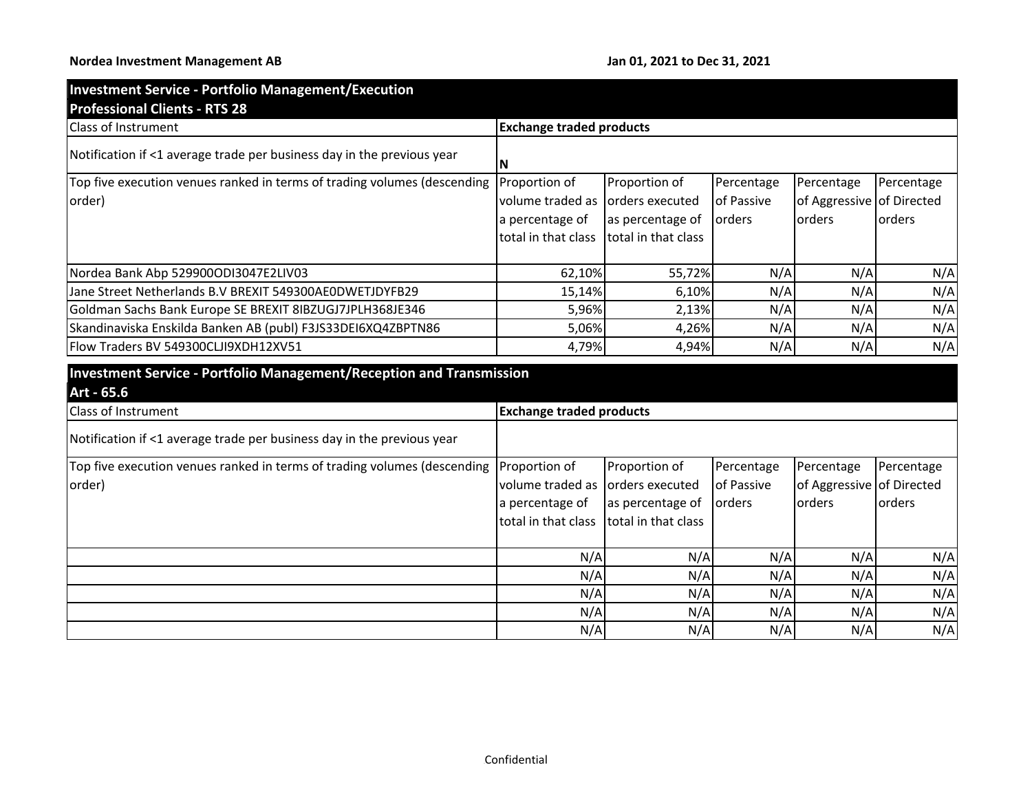**Nordea Investment Management AB** | **Jan 01, 2021 to Dec 31, 2021**

| **Investment Service - Portfolio Management/Execution**<br>**Professional Clients - RTS 28** | | | | | |
|---|---|---|---|---|---|
| Class of Instrument | **Exchange traded products** | | | | |
| Notification if <1 average trade per business day in the previous year | **N** | | | | |
| Top five execution venues ranked in terms of trading volumes (descending order) | Proportion of volume traded as a percentage of total in that class | Proportion of orders executed as percentage of total in that class | Percentage of Passive orders | Percentage of Aggressive orders | Percentage of Directed orders |
| Nordea Bank Abp 529900ODI3047E2LIV03 | 62,10% | 55,72% | N/A | N/A | N/A |
| Jane Street Netherlands B.V BREXIT 549300AE0DWETJDYFB29 | 15,14% | 6,10% | N/A | N/A | N/A |
| Goldman Sachs Bank Europe SE BREXIT 8IBZUGJ7JPLH368JE346 | 5,96% | 2,13% | N/A | N/A | N/A |
| Skandinaviska Enskilda Banken AB (publ) F3JS33DEI6XQ4ZBPTN86 | 5,06% | 4,26% | N/A | N/A | N/A |
| Flow Traders BV 549300CLJI9XDH12XV51 | 4,79% | 4,94% | N/A | N/A | N/A |

| **Investment Service - Portfolio Management/Reception and Transmission**<br>**Art - 65.6** | | | | | |
|---|---|---|---|---|---|
| Class of Instrument | **Exchange traded products** | | | | |
| Notification if <1 average trade per business day in the previous year | | | | | |
| Top five execution venues ranked in terms of trading volumes (descending order) | Proportion of volume traded as a percentage of total in that class | Proportion of orders executed as percentage of total in that class | Percentage of Passive orders | Percentage of Aggressive orders | Percentage of Directed orders |
| | N/A | N/A | N/A | N/A | N/A |
| | N/A | N/A | N/A | N/A | N/A |
| | N/A | N/A | N/A | N/A | N/A |
| | N/A | N/A | N/A | N/A | N/A |
| | N/A | N/A | N/A | N/A | N/A |

Confidential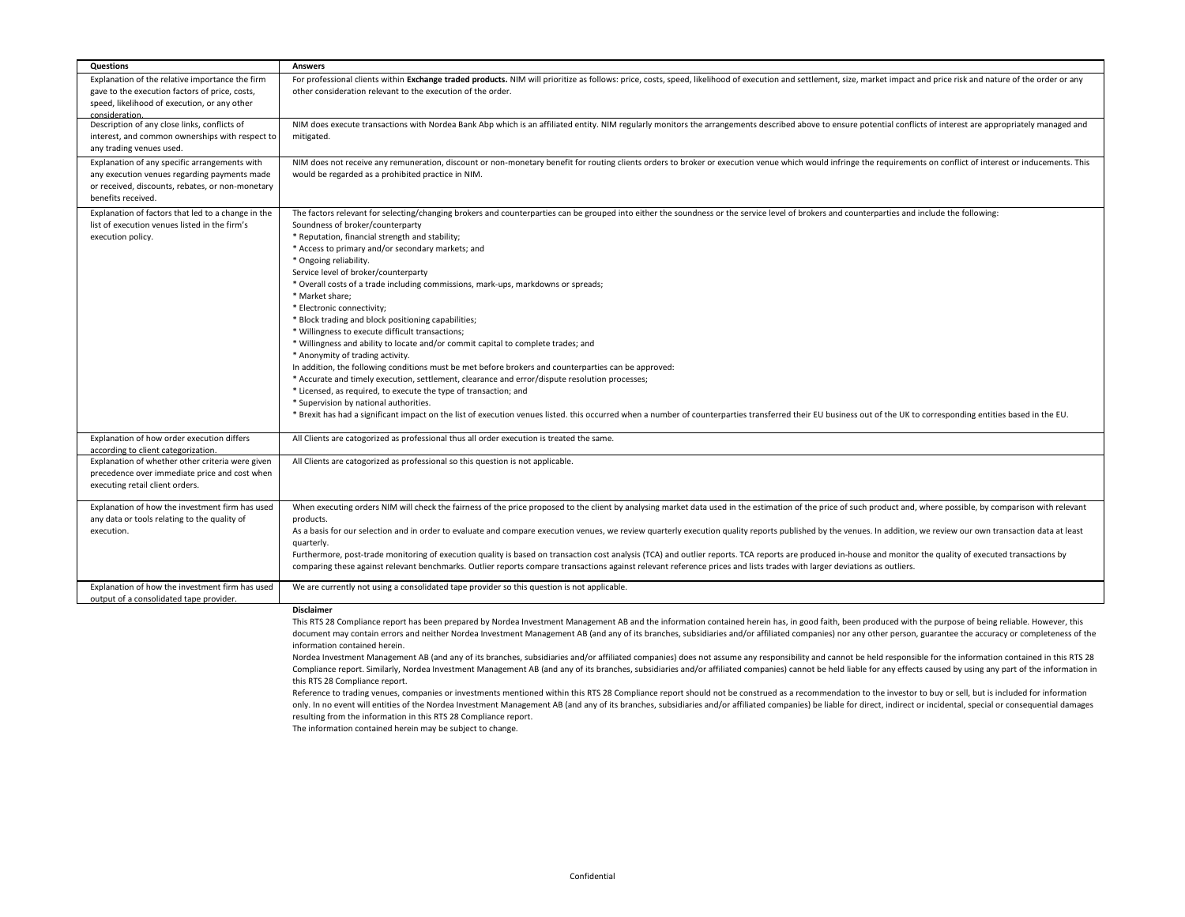| Questions | Answers |
|---|---|
| Explanation of the relative importance the firm gave to the execution factors of price, costs, speed, likelihood of execution, or any other consideration. | For professional clients within **Exchange traded products.** NIM will prioritize as follows: price, costs, speed, likelihood of execution and settlement, size, market impact and price risk and nature of the order or any other consideration relevant to the execution of the order. |
| Description of any close links, conflicts of interest, and common ownerships with respect to any trading venues used. | NIM does execute transactions with Nordea Bank Abp which is an affiliated entity. NIM regularly monitors the arrangements described above to ensure potential conflicts of interest are appropriately managed and mitigated. |
| Explanation of any specific arrangements with any execution venues regarding payments made or received, discounts, rebates, or non-monetary benefits received. | NIM does not receive any remuneration, discount or non-monetary benefit for routing clients orders to broker or execution venue which would infringe the requirements on conflict of interest or inducements. This would be regarded as a prohibited practice in NIM. |
| Explanation of factors that led to a change in the list of execution venues listed in the firm's execution policy. | The factors relevant for selecting/changing brokers and counterparties can be grouped into either the soundness or the service level of brokers and counterparties and include the following:<br>Soundness of broker/counterparty<br>* Reputation, financial strength and stability;<br>* Access to primary and/or secondary markets; and<br>* Ongoing reliability.<br>Service level of broker/counterparty<br>* Overall costs of a trade including commissions, mark-ups, markdowns or spreads;<br>* Market share;<br>* Electronic connectivity;<br>* Block trading and block positioning capabilities;<br>* Willingness to execute difficult transactions;<br>* Willingness and ability to locate and/or commit capital to complete trades; and<br>* Anonymity of trading activity.<br>In addition, the following conditions must be met before brokers and counterparties can be approved:<br>* Accurate and timely execution, settlement, clearance and error/dispute resolution processes;<br>* Licensed, as required, to execute the type of transaction; and<br>* Supervision by national authorities.<br>* Brexit has had a significant impact on the list of execution venues listed. this occurred when a number of counterparties transferred their EU business out of the UK to corresponding entities based in the EU. |
| Explanation of how order execution differs according to client categorization. | All Clients are catogorized as professional thus all order execution is treated the same. |
| Explanation of whether other criteria were given precedence over immediate price and cost when executing retail client orders. | All Clients are catogorized as professional so this question is not applicable. |
| Explanation of how the investment firm has used any data or tools relating to the quality of execution. | When executing orders NIM will check the fairness of the price proposed to the client by analysing market data used in the estimation of the price of such product and, where possible, by comparison with relevant products.<br>As a basis for our selection and in order to evaluate and compare execution venues, we review quarterly execution quality reports published by the venues. In addition, we review our own transaction data at least quarterly.<br>Furthermore, post-trade monitoring of execution quality is based on transaction cost analysis (TCA) and outlier reports. TCA reports are produced in-house and monitor the quality of executed transactions by comparing these against relevant benchmarks. Outlier reports compare transactions against relevant reference prices and lists trades with larger deviations as outliers. |
| Explanation of how the investment firm has used output of a consolidated tape provider. | We are currently not using a consolidated tape provider so this question is not applicable. |

**Disclaimer**

This RTS 28 Compliance report has been prepared by Nordea Investment Management AB and the information contained herein has, in good faith, been produced with the purpose of being reliable. However, this document may contain errors and neither Nordea Investment Management AB (and any of its branches, subsidiaries and/or affiliated companies) nor any other person, guarantee the accuracy or completeness of the information contained herein.

Nordea Investment Management AB (and any of its branches, subsidiaries and/or affiliated companies) does not assume any responsibility and cannot be held responsible for the information contained in this RTS 28 Compliance report. Similarly, Nordea Investment Management AB (and any of its branches, subsidiaries and/or affiliated companies) cannot be held liable for any effects caused by using any part of the information in this RTS 28 Compliance report.

Reference to trading venues, companies or investments mentioned within this RTS 28 Compliance report should not be construed as a recommendation to the investor to buy or sell, but is included for information only. In no event will entities of the Nordea Investment Management AB (and any of its branches, subsidiaries and/or affiliated companies) be liable for direct, indirect or incidental, special or consequential damages resulting from the information in this RTS 28 Compliance report.

The information contained herein may be subject to change.

Confidential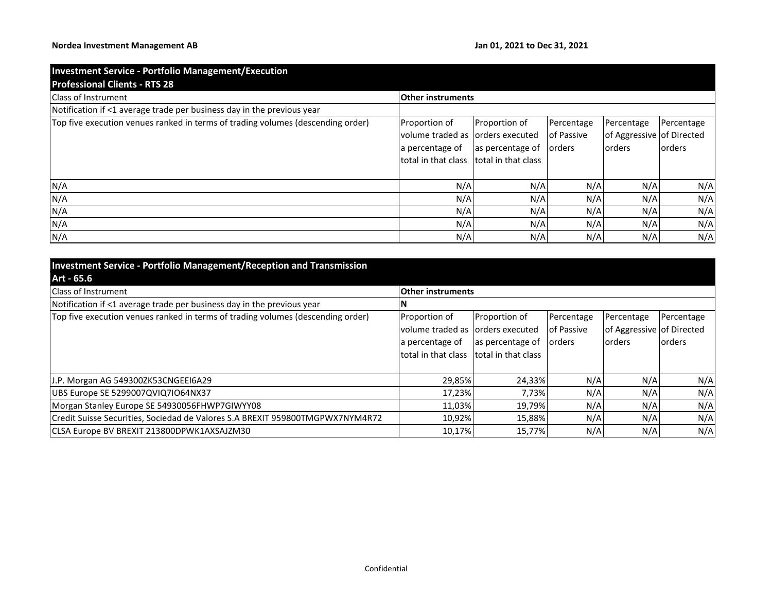**Nordea Investment Management AB** | **Jan 01, 2021 to Dec 31, 2021**

| **Investment Service - Portfolio Management/Execution Professional Clients - RTS 28** | | | | | |
|---|---|---|---|---|---|
| Class of Instrument | **Other instruments** | | | | |
| Notification if <1 average trade per business day in the previous year | | | | | |
| Top five execution venues ranked in terms of trading volumes (descending order) | Proportion of volume traded as a percentage of total in that class | Proportion of orders executed as percentage of total in that class | Percentage of Passive orders | Percentage of Aggressive orders | Percentage of Directed orders |
| N/A | N/A | N/A | N/A | N/A | N/A |
| N/A | N/A | N/A | N/A | N/A | N/A |
| N/A | N/A | N/A | N/A | N/A | N/A |
| N/A | N/A | N/A | N/A | N/A | N/A |
| N/A | N/A | N/A | N/A | N/A | N/A |

| **Investment Service - Portfolio Management/Reception and Transmission Art - 65.6** | | | | | |
|---|---|---|---|---|---|
| Class of Instrument | **Other instruments** | | | | |
| Notification if <1 average trade per business day in the previous year | **N** | | | | |
| Top five execution venues ranked in terms of trading volumes (descending order) | Proportion of volume traded as a percentage of total in that class | Proportion of orders executed as percentage of total in that class | Percentage of Passive orders | Percentage of Aggressive orders | Percentage of Directed orders |
| J.P. Morgan AG 549300ZK53CNGEEI6A29 | 29,85% | 24,33% | N/A | N/A | N/A |
| UBS Europe SE 5299007QVIQ7IO64NX37 | 17,23% | 7,73% | N/A | N/A | N/A |
| Morgan Stanley Europe SE 54930056FHWP7GIWYY08 | 11,03% | 19,79% | N/A | N/A | N/A |
| Credit Suisse Securities, Sociedad de Valores S.A BREXIT 959800TMGPWX7NYM4R72 | 10,92% | 15,88% | N/A | N/A | N/A |
| CLSA Europe BV BREXIT 213800DPWK1AXSAJZM30 | 10,17% | 15,77% | N/A | N/A | N/A |

Confidential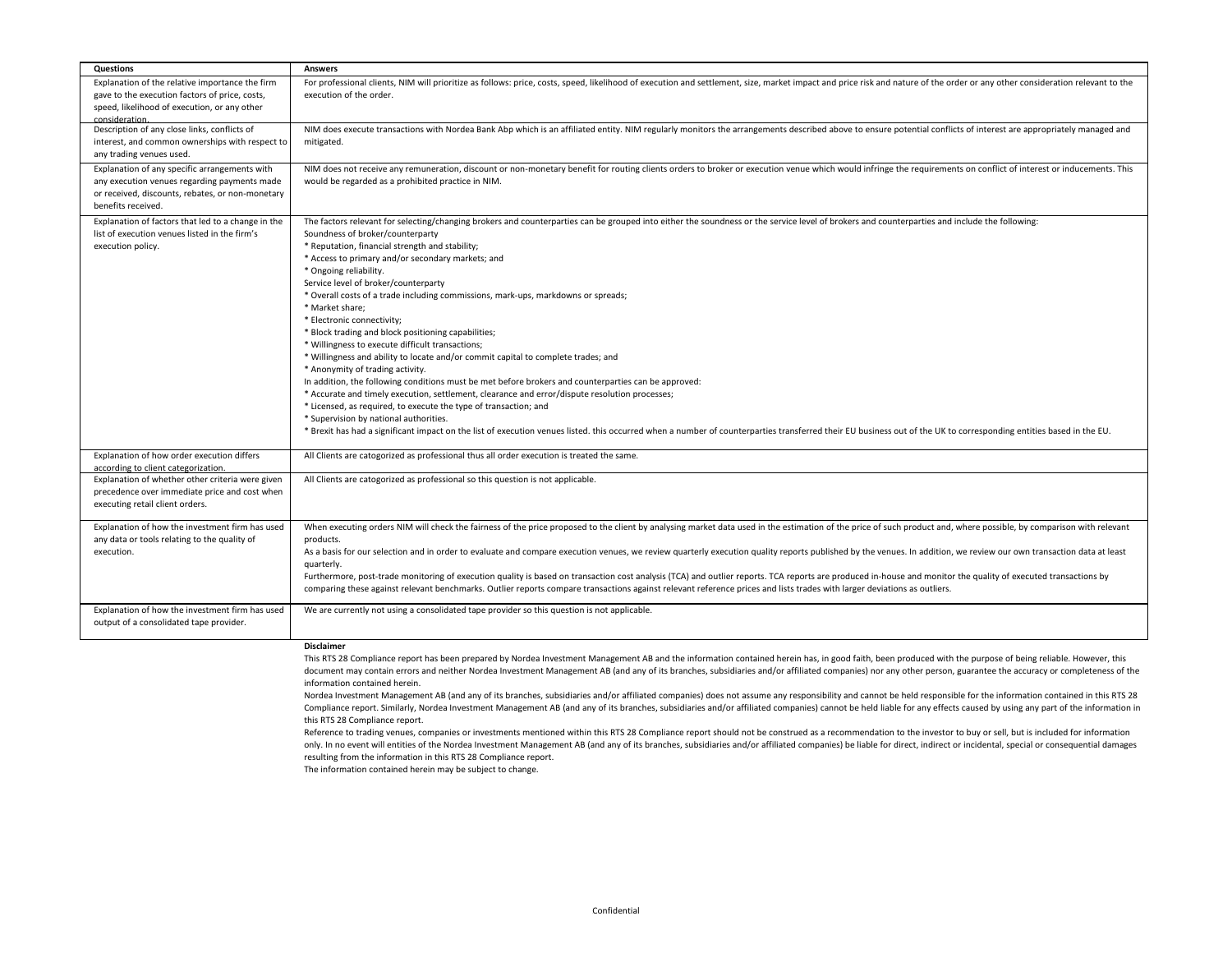| Questions | Answers |
|---|---|
| Explanation of the relative importance the firm gave to the execution factors of price, costs, speed, likelihood of execution, or any other consideration. | For professional clients, NIM will prioritize as follows: price, costs, speed, likelihood of execution and settlement, size, market impact and price risk and nature of the order or any other consideration relevant to the execution of the order. |
| Description of any close links, conflicts of interest, and common ownerships with respect to any trading venues used. | NIM does execute transactions with Nordea Bank Abp which is an affiliated entity. NIM regularly monitors the arrangements described above to ensure potential conflicts of interest are appropriately managed and mitigated. |
| Explanation of any specific arrangements with any execution venues regarding payments made or received, discounts, rebates, or non-monetary benefits received. | NIM does not receive any remuneration, discount or non-monetary benefit for routing clients orders to broker or execution venue which would infringe the requirements on conflict of interest or inducements. This would be regarded as a prohibited practice in NIM. |
| Explanation of factors that led to a change in the list of execution venues listed in the firm's execution policy. | The factors relevant for selecting/changing brokers and counterparties can be grouped into either the soundness or the service level of brokers and counterparties and include the following:<br>Soundness of broker/counterparty<br>* Reputation, financial strength and stability;<br>* Access to primary and/or secondary markets; and<br>* Ongoing reliability.<br>Service level of broker/counterparty<br>* Overall costs of a trade including commissions, mark-ups, markdowns or spreads;<br>* Market share;<br>* Electronic connectivity;<br>* Block trading and block positioning capabilities;<br>* Willingness to execute difficult transactions;<br>* Willingness and ability to locate and/or commit capital to complete trades; and<br>* Anonymity of trading activity.<br>In addition, the following conditions must be met before brokers and counterparties can be approved:<br>* Accurate and timely execution, settlement, clearance and error/dispute resolution processes;<br>* Licensed, as required, to execute the type of transaction; and<br>* Supervision by national authorities.<br>* Brexit has had a significant impact on the list of execution venues listed. this occurred when a number of counterparties transferred their EU business out of the UK to corresponding entities based in the EU. |
| Explanation of how order execution differs according to client categorization. | All Clients are catogorized as professional thus all order execution is treated the same. |
| Explanation of whether other criteria were given precedence over immediate price and cost when executing retail client orders. | All Clients are catogorized as professional so this question is not applicable. |
| Explanation of how the investment firm has used any data or tools relating to the quality of execution. | When executing orders NIM will check the fairness of the price proposed to the client by analysing market data used in the estimation of the price of such product and, where possible, by comparison with relevant products.<br>As a basis for our selection and in order to evaluate and compare execution venues, we review quarterly execution quality reports published by the venues. In addition, we review our own transaction data at least quarterly.<br>Furthermore, post-trade monitoring of execution quality is based on transaction cost analysis (TCA) and outlier reports. TCA reports are produced in-house and monitor the quality of executed transactions by comparing these against relevant benchmarks. Outlier reports compare transactions against relevant reference prices and lists trades with larger deviations as outliers. |
| Explanation of how the investment firm has used output of a consolidated tape provider. | We are currently not using a consolidated tape provider so this question is not applicable. |

**Disclaimer**

This RTS 28 Compliance report has been prepared by Nordea Investment Management AB and the information contained herein has, in good faith, been produced with the purpose of being reliable. However, this document may contain errors and neither Nordea Investment Management AB (and any of its branches, subsidiaries and/or affiliated companies) nor any other person, guarantee the accuracy or completeness of the information contained herein.

Nordea Investment Management AB (and any of its branches, subsidiaries and/or affiliated companies) does not assume any responsibility and cannot be held responsible for the information contained in this RTS 28 Compliance report. Similarly, Nordea Investment Management AB (and any of its branches, subsidiaries and/or affiliated companies) cannot be held liable for any effects caused by using any part of the information in this RTS 28 Compliance report.

Reference to trading venues, companies or investments mentioned within this RTS 28 Compliance report should not be construed as a recommendation to the investor to buy or sell, but is included for information only. In no event will entities of the Nordea Investment Management AB (and any of its branches, subsidiaries and/or affiliated companies) be liable for direct, indirect or incidental, special or consequential damages resulting from the information in this RTS 28 Compliance report.

The information contained herein may be subject to change.

Confidential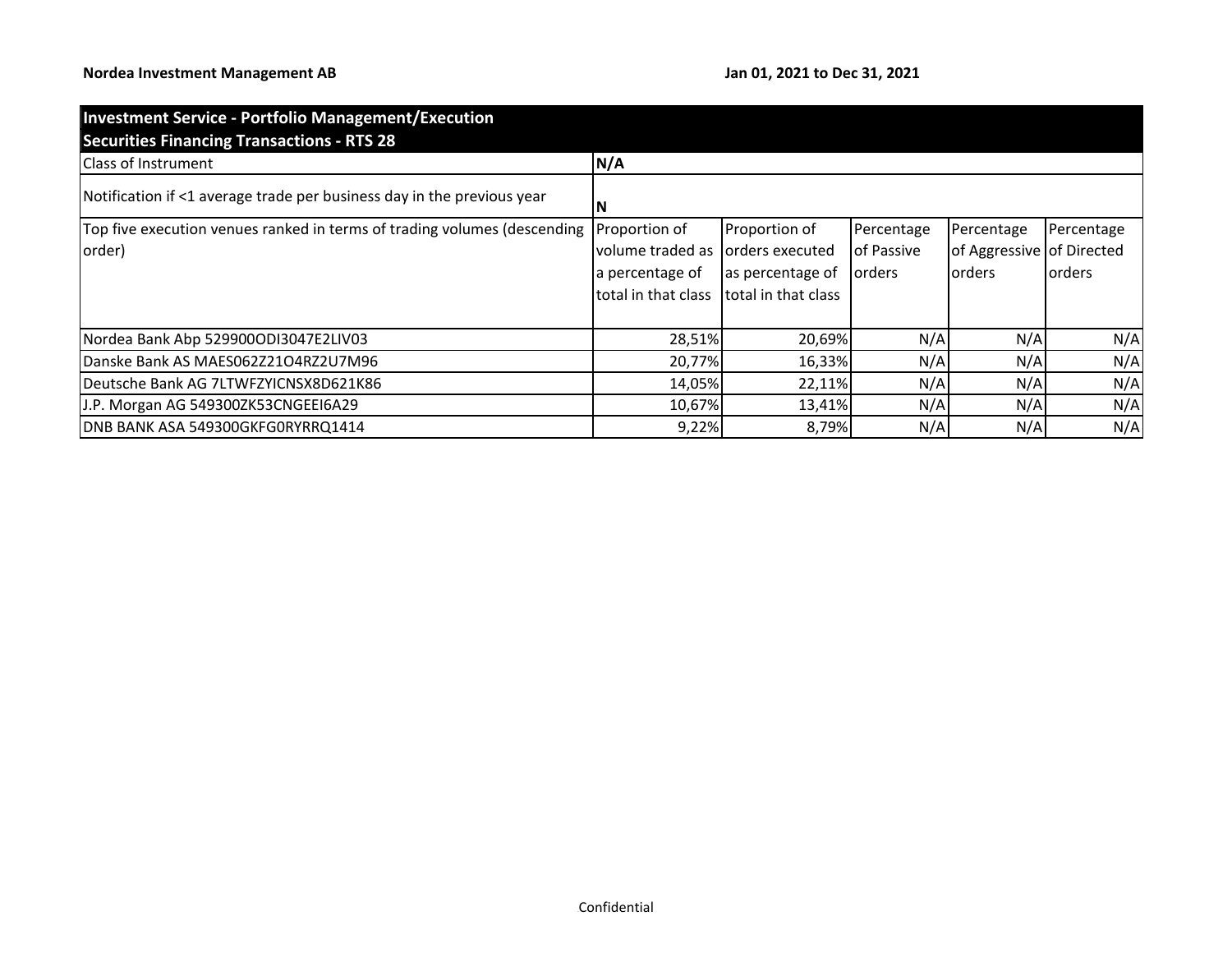**Nordea Investment Management AB** **Jan 01, 2021 to Dec 31, 2021**

| **Investment Service - Portfolio Management/Execution<br>Securities Financing Transactions - RTS 28** | | | | | |
|---|---|---|---|---|---|
| Class of Instrument | **N/A** | | | | |
| Notification if <1 average trade per business day in the previous year | **N** | | | | |
| Top five execution venues ranked in terms of trading volumes (descending order) | Proportion of volume traded as a percentage of total in that class | Proportion of orders executed as percentage of total in that class | Percentage of Passive orders | Percentage of Aggressive orders | Percentage of Directed orders |
| Nordea Bank Abp 529900ODI3047E2LIV03 | 28,51% | 20,69% | N/A | N/A | N/A |
| Danske Bank AS MAES062Z21O4RZ2U7M96 | 20,77% | 16,33% | N/A | N/A | N/A |
| Deutsche Bank AG 7LTWFZYICNSX8D621K86 | 14,05% | 22,11% | N/A | N/A | N/A |
| J.P. Morgan AG 549300ZK53CNGEEI6A29 | 10,67% | 13,41% | N/A | N/A | N/A |
| DNB BANK ASA 549300GKFG0RYRRQ1414 | 9,22% | 8,79% | N/A | N/A | N/A |

Confidential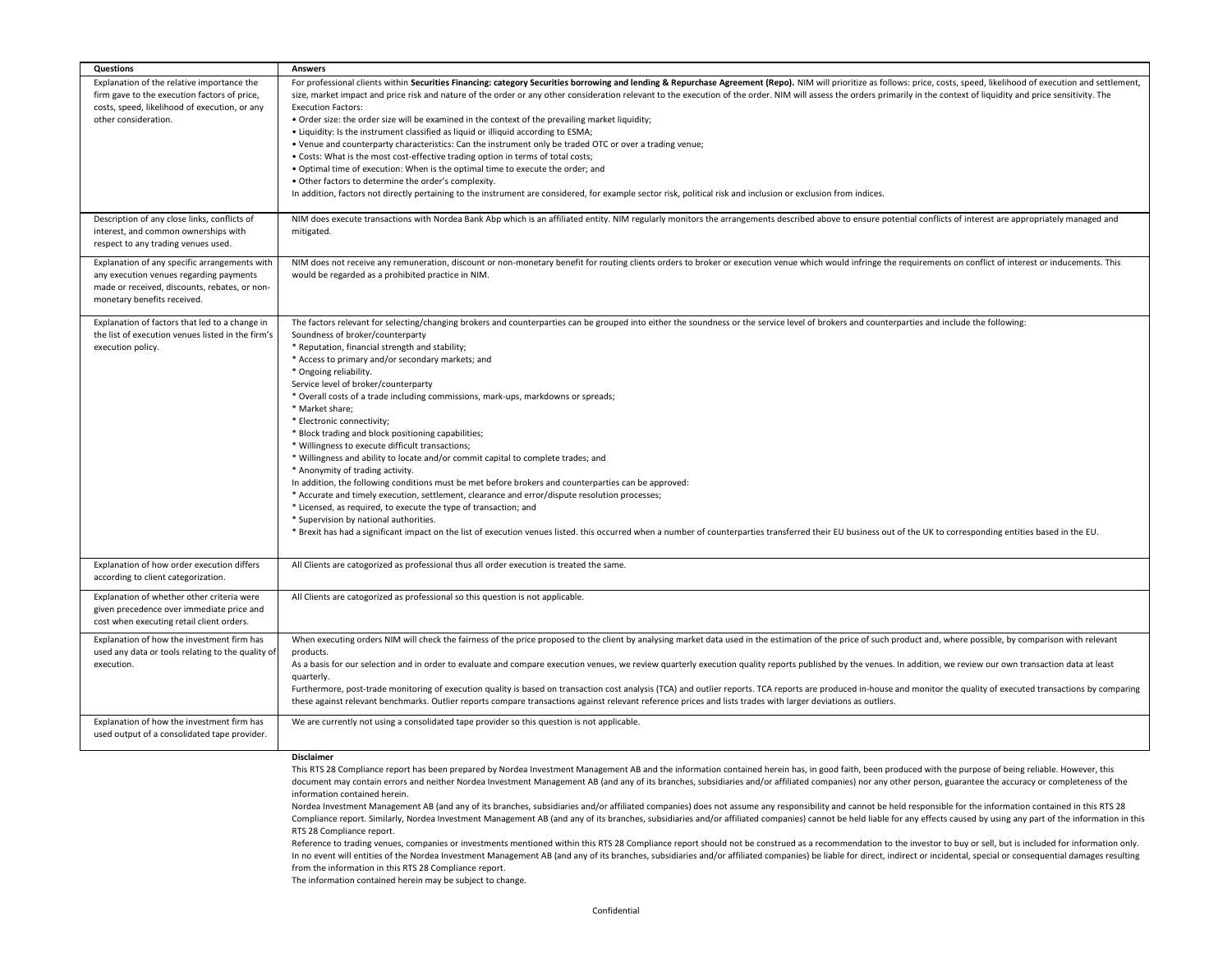| Questions | Answers |
|---|---|
| Explanation of the relative importance the firm gave to the execution factors of price, costs, speed, likelihood of execution, or any other consideration. | For professional clients within **Securities Financing: category Securities borrowing and lending & Repurchase Agreement (Repo).** NIM will prioritize as follows: price, costs, speed, likelihood of execution and settlement, size, market impact and price risk and nature of the order or any other consideration relevant to the execution of the order. NIM will assess the orders primarily in the context of liquidity and price sensitivity. The Execution Factors:<br>• Order size: the order size will be examined in the context of the prevailing market liquidity;<br>• Liquidity: Is the instrument classified as liquid or illiquid according to ESMA;<br>• Venue and counterparty characteristics: Can the instrument only be traded OTC or over a trading venue;<br>• Costs: What is the most cost-effective trading option in terms of total costs;<br>• Optimal time of execution: When is the optimal time to execute the order; and<br>• Other factors to determine the order's complexity.<br>In addition, factors not directly pertaining to the instrument are considered, for example sector risk, political risk and inclusion or exclusion from indices. |
| Description of any close links, conflicts of interest, and common ownerships with respect to any trading venues used. | NIM does execute transactions with Nordea Bank Abp which is an affiliated entity. NIM regularly monitors the arrangements described above to ensure potential conflicts of interest are appropriately managed and mitigated. |
| Explanation of any specific arrangements with any execution venues regarding payments made or received, discounts, rebates, or non-monetary benefits received. | NIM does not receive any remuneration, discount or non-monetary benefit for routing clients orders to broker or execution venue which would infringe the requirements on conflict of interest or inducements. This would be regarded as a prohibited practice in NIM. |
| Explanation of factors that led to a change in the list of execution venues listed in the firm's execution policy. | The factors relevant for selecting/changing brokers and counterparties can be grouped into either the soundness or the service level of brokers and counterparties and include the following:<br>Soundness of broker/counterparty<br>* Reputation, financial strength and stability;<br>* Access to primary and/or secondary markets; and<br>* Ongoing reliability.<br>Service level of broker/counterparty<br>* Overall costs of a trade including commissions, mark-ups, markdowns or spreads;<br>* Market share;<br>* Electronic connectivity;<br>* Block trading and block positioning capabilities;<br>* Willingness to execute difficult transactions;<br>* Willingness and ability to locate and/or commit capital to complete trades; and<br>* Anonymity of trading activity.<br>In addition, the following conditions must be met before brokers and counterparties can be approved:<br>* Accurate and timely execution, settlement, clearance and error/dispute resolution processes;<br>* Licensed, as required, to execute the type of transaction; and<br>* Supervision by national authorities.<br>* Brexit has had a significant impact on the list of execution venues listed. this occurred when a number of counterparties transferred their EU business out of the UK to corresponding entities based in the EU. |
| Explanation of how order execution differs according to client categorization. | All Clients are catogorized as professional thus all order execution is treated the same. |
| Explanation of whether other criteria were given precedence over immediate price and cost when executing retail client orders. | All Clients are catogorized as professional so this question is not applicable. |
| Explanation of how the investment firm has used any data or tools relating to the quality of execution. | When executing orders NIM will check the fairness of the price proposed to the client by analysing market data used in the estimation of the price of such product and, where possible, by comparison with relevant products.<br>As a basis for our selection and in order to evaluate and compare execution venues, we review quarterly execution quality reports published by the venues. In addition, we review our own transaction data at least quarterly.<br>Furthermore, post-trade monitoring of execution quality is based on transaction cost analysis (TCA) and outlier reports. TCA reports are produced in-house and monitor the quality of executed transactions by comparing these against relevant benchmarks. Outlier reports compare transactions against relevant reference prices and lists trades with larger deviations as outliers. |
| Explanation of how the investment firm has used output of a consolidated tape provider. | We are currently not using a consolidated tape provider so this question is not applicable. |

**Disclaimer**

This RTS 28 Compliance report has been prepared by Nordea Investment Management AB and the information contained herein has, in good faith, been produced with the purpose of being reliable. However, this document may contain errors and neither Nordea Investment Management AB (and any of its branches, subsidiaries and/or affiliated companies) nor any other person, guarantee the accuracy or completeness of the information contained herein.

Nordea Investment Management AB (and any of its branches, subsidiaries and/or affiliated companies) does not assume any responsibility and cannot be held responsible for the information contained in this RTS 28 Compliance report. Similarly, Nordea Investment Management AB (and any of its branches, subsidiaries and/or affiliated companies) cannot be held liable for any effects caused by using any part of the information in this RTS 28 Compliance report.

Reference to trading venues, companies or investments mentioned within this RTS 28 Compliance report should not be construed as a recommendation to the investor to buy or sell, but is included for information only. In no event will entities of the Nordea Investment Management AB (and any of its branches, subsidiaries and/or affiliated companies) be liable for direct, indirect or incidental, special or consequential damages resulting from the information in this RTS 28 Compliance report.

The information contained herein may be subject to change.

Confidential